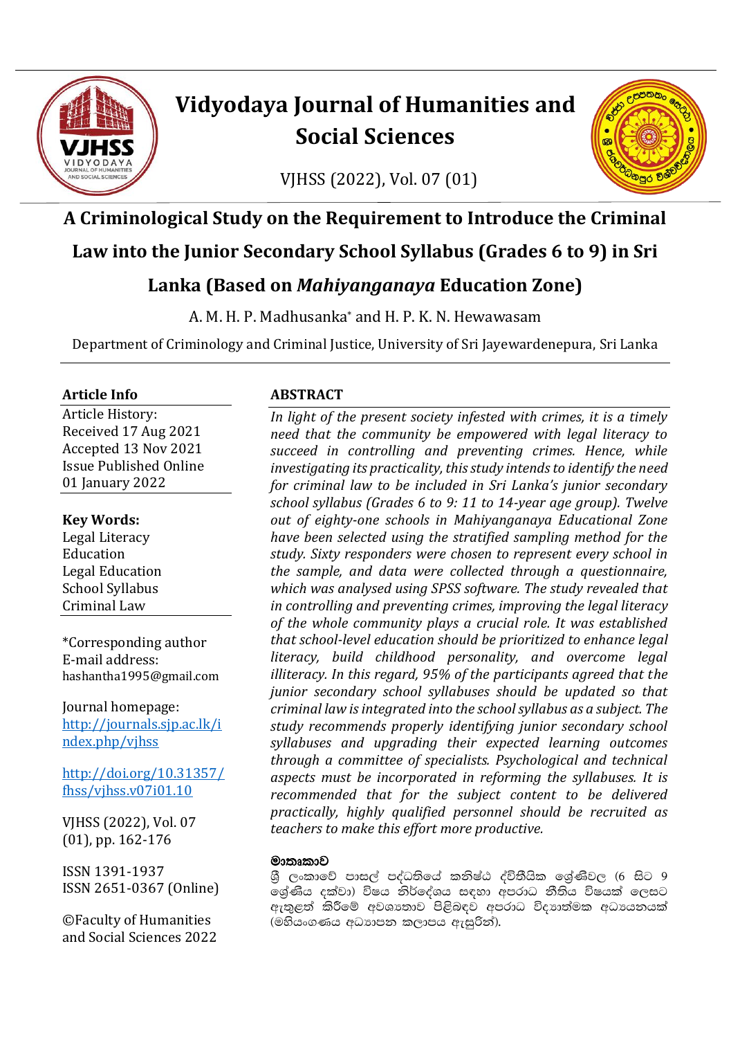# Vidyodaya Journal of Humanities and Social Sciences

VJHSS (2022), Vol. 07 (01)

## A Criminological Study on the Requirement to Introduce the Criminal Law into the Junior Secondary School Syllabus (Grades 6 to 9) in Sri Lanka (Based on *Mahiyanganaya* Education Zone)

A. M. H. P. Madhusanka* and H. P. K. N. Hewawasam

Department of Criminology and Criminal Justice, University of Sri Jayewardenepura, Sri Lanka

**Article Info**

Article History:
Received 17 Aug 2021
Accepted 13 Nov 2021
Issue Published Online 01 January 2022

**Key Words:**
Legal Literacy
Education
Legal Education
School Syllabus
Criminal Law

*Corresponding author
E-mail address: hashantha1995@gmail.com

Journal homepage: http://journals.sjp.ac.lk/index.php/vjhss

http://doi.org/10.31357/fhss/vjhss.v07i01.10

VJHSS (2022), Vol. 07 (01), pp. 162-176

ISSN 1391-1937
ISSN 2651-0367 (Online)

©Faculty of Humanities and Social Sciences 2022

### ABSTRACT

*In light of the present society infested with crimes, it is a timely need that the community be empowered with legal literacy to succeed in controlling and preventing crimes. Hence, while investigating its practicality, this study intends to identify the need for criminal law to be included in Sri Lanka's junior secondary school syllabus (Grades 6 to 9: 11 to 14-year age group). Twelve out of eighty-one schools in Mahiyanganaya Educational Zone have been selected using the stratified sampling method for the study. Sixty responders were chosen to represent every school in the sample, and data were collected through a questionnaire, which was analysed using SPSS software. The study revealed that in controlling and preventing crimes, improving the legal literacy of the whole community plays a crucial role. It was established that school-level education should be prioritized to enhance legal literacy, build childhood personality, and overcome legal illiteracy. In this regard, 95% of the participants agreed that the junior secondary school syllabuses should be updated so that criminal law is integrated into the school syllabus as a subject. The study recommends properly identifying junior secondary school syllabuses and upgrading their expected learning outcomes through a committee of specialists. Psychological and technical aspects must be incorporated in reforming the syllabuses. It is recommended that for the subject content to be delivered practically, highly qualified personnel should be recruited as teachers to make this effort more productive.*

**මාතෘකාව**

ශ්‍රී ලංකාවේ පාසල් පද්ධතියේ කනිෂ්ඨ ද්විතියික ශ්‍රේණිවල (6 සිට 9 ශ්‍රේණිය දක්වා) විෂය නිර්දේශය සඳහා අපරාධ නීතිය විෂයක් ලෙසට ඇතුළත් කිරීමේ අවශ්‍යතාව පිළිබඳව අපරාධ විද්‍යාත්මක අධ්‍යයනයක් (මහියංගණය අධ්‍යාපන කලාපය ඇසුරින්).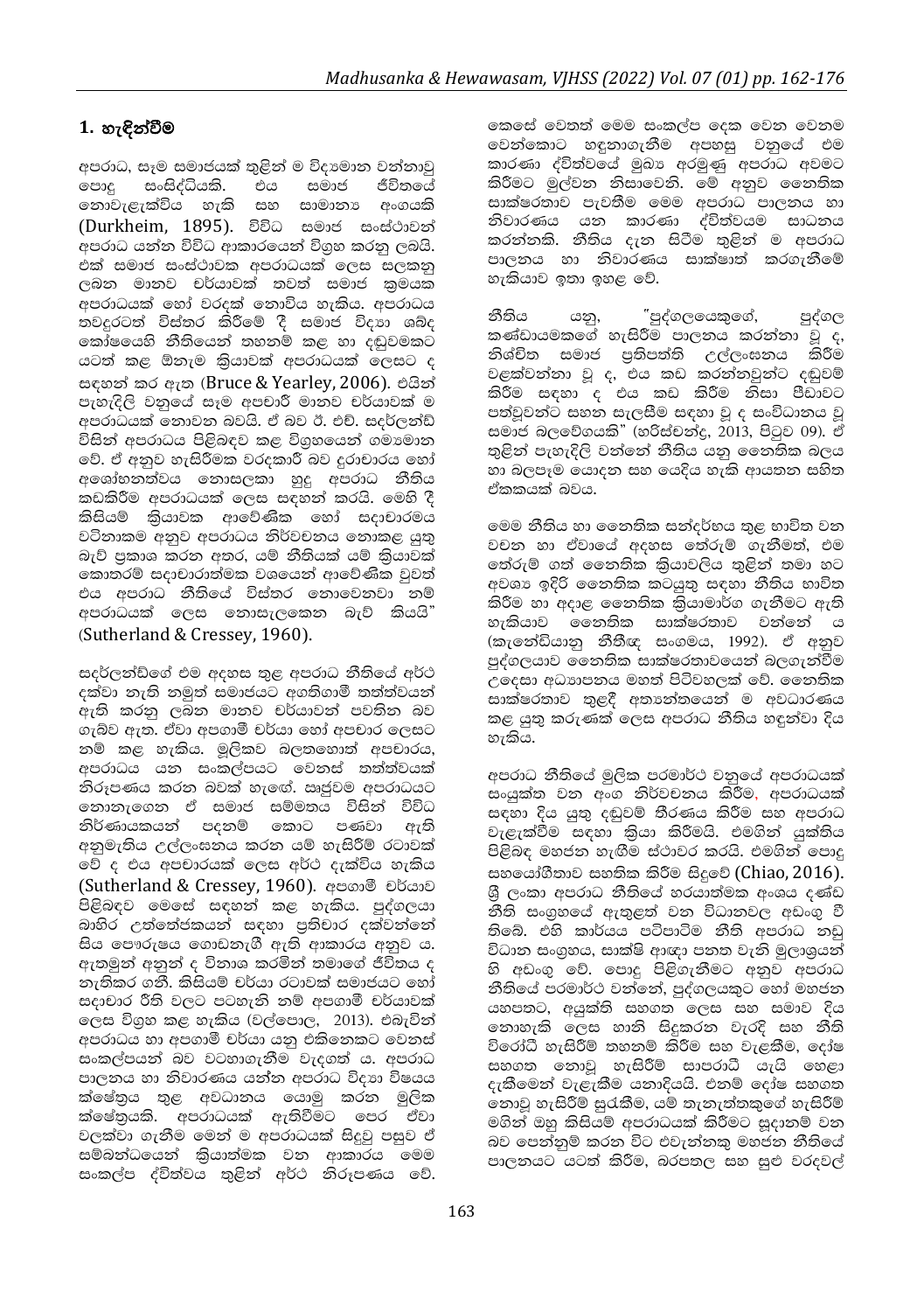## 1. හැඳින්වීම

අපරාධ, සෑම සමාජයක් තුළින් ම විද්‍යාමාන වන්නාවූ පොදු සංසිද්ධියකි. එය සමාජ ජීවිතයේ නොවැළැක්විය හැකි සහ සාමාන්‍ය අංගයකි (Durkheim, 1895). විවිධ සමාජ සංස්ථාවන් අපරාධ යන්න විවිධ ආකාරයෙන් විග්‍රහ කරනු ලබයි. එක් සමාජ සංස්ථාවක අපරාධයක් ලෙස සලකනු ලබන මානව චර්යාවක් තවත් සමාජ ක්‍රමයක අපරාධයක් හෝ වරදක් නොවිය හැකිය. අපරාධය තවදුරටත් විස්තර කිරීමේ දී සමාජ විද්‍යා ශබ්ද කෝෂයෙහි නීතියෙන් තහනම් කළ හා දඬුවමකට යටත් කළ ඕනෑම ක්‍රියාවක් අපරාධයක් ලෙසට ද සඳහන් කර ඇත (Bruce & Yearley, 2006). එයින් පැහැදිලි වනුයේ සෑම අපචාරී මානව චර්යාවක් ම අපරාධයක් නොවන බවයි. ඒ බව ඊ. එච්. සදර්ලන්ඩ් විසින් අපරාධය පිළිබඳව කළ විග්‍රහයෙන් ගම්‍යමාන වේ. ඒ අනුව හැසිරීමක වරදකාරී බව දුරාචාරය හෝ අශෝභනත්වය නොසලකා හුදු අපරාධ නීතිය කඩකිරීම අපරාධයක් ලෙස සඳහන් කරයි. මෙහි දී කිසියම් ක්‍රියාවක ආවේණික හෝ සදාචාරමය වටිනාකම අනුව අපරාධය නිර්වචනය නොකළ යුතු බැව් ප්‍රකාශ කරන අතර, යම් නීතියක් යම් ක්‍රියාවක් කොතරම් සදාචාරාත්මක වශයෙන් ආවේණික වුවත් එය අපරාධ නීතියේ විස්තර නොවෙනවා නම් අපරාධයක් ලෙස නොසැලකෙන බැව් කියයි" (Sutherland & Cressey, 1960).

සදර්ලන්ඩ්ගේ එම අදහස තුළ අපරාධ නීතියේ අර්ථ දක්වා නැති නමුත් සමාජයට අහිතගාමී තත්ත්වයන් ඇති කරනු ලබන මානව චර්යාවන් පවතින බව ගැබව ඇත. ඒවා අපගාමී චර්යා හෝ අපචාර ලෙසට නම් කළ හැකිය. මූලිකව බලතහොත් අපචාරය, අපරාධය යන සංකල්පයට වෙනස් තත්ත්වයක් නිරූපණය කරන බවක් හැඟේ. සැපුවම අපරාධයට නොනැගෙන ඒ සමාජ සම්මතය විසින් විවිධ නිර්ණායකයන් පදනම් කොට පණවා ඇති අනුමැතිය උල්ලංඝනය කරන යම් හැසිරීම් රටාවක් වේ ද එය අපචාරයක් ලෙස අර්ථ දැක්විය හැකිය (Sutherland & Cressey, 1960). අපගාමී චර්යාව පිළිබඳව මෙසේ සඳහන් කළ හැකිය. පුද්ගලයා බාහිර උත්තේජකයන් සඳහා ප්‍රතිචාර දක්වන්නේ සිය පෞරුෂය ගොඩනැඟී ඇති ආකාරය අනුව ය. ඇතමුන් අනුන් ද විනාශ කරමින් තමාගේ ජීවිතය ද නැතිකර ගනී. කිසියම් චර්යා රටාවක් සමාජයට හෝ සදාචාර රීති වලට පටහැනි නම් අපගාමී චර්යාවක් ලෙස විග්‍රහ කළ හැකිය (වල්පොල, 2013). එබැවින් අපරාධය හා අපගාමී චර්යා යනු එකිනෙකට වෙනස් සංකල්පයන් බව වටහාගැනීම වැදගත් ය. අපරාධ පාලනය හා නිවාරණය යන්න අපරාධ විද්‍යා විෂයය ක්ෂේත්‍රය තුළ අවධානය යොමු කරන මූලික ක්ෂේත්‍රයකි. අපරාධයක් ඇතිවීමට පෙර ඒවා වලක්වා ගැනීම මෙන් ම අපරාධයක් සිදුවූ පසුව ඒ සම්බන්ධයෙන් ක්‍රියාත්මක වන ආකාරය මෙම සංකල්ප ද්විත්වය තුළින් අර්ථ නිරූපණය වේ. කෙසේ වෙතත් මෙම සංකල්ප දෙක වෙන වෙනම වෙන්කොට හඳුනාගැනීම අපහසු වනුයේ එම කාරණා ද්විත්වයේ මුඛ්‍ය අරමුණු අපරාධ අවමට කිරීමට මුල්වන නිසාවෙනි. මේ අනුව නෛතික සාක්ෂරතාව පැවතීම මෙම අපරාධ පාලනය හා නිවාරණය යන කාරණා ද්විත්වයම සාධනය කරන්නකි. නීතිය දැන සිටීම තුළින් ම අපරාධ පාලනය හා නිවාරණය සාක්ෂාත් කරගැනීමේ හැකියාව ඉතා ඉහළ වේ.

නීතිය යනු, "පුද්ගලයෙකුගේ, පුද්ගල කණ්ඩායමකගේ හැසිරීම පාලනය කරන්නා වූ ද, නිශ්චිත සමාජ ප්‍රතිපත්ති උල්ලංඝනය කිරීම වළක්වන්නා වූ ද, එය කඩ කරන්නවුන්ට දඬුවම් කිරීම සඳහා ද එය කඩ කිරීම නිසා පීඩාවට පත්වූවන්ට සහන සැලසීම සඳහා වූ ද සංවිධානය වූ සමාජ බලවේගයකි" (හරිස්චන්ද්‍ර, 2013, පිටුව 09). ඒ තුළින් පැහැදිලි වන්නේ නීතිය යනු නෛතික බලය හා බලපෑම යොදන සහ යෙදිය හැකි ආයතන සහිත ඒකකයක් බවය.

මෙම නීතිය හා නෛතික සන්දර්භය තුළ භාවිත වන වචන හා ඒවායේ අදහස තේරුම් ගැනීමත්, එම තේරුම් ගත් නෛතික ක්‍රියාවලිය තුළින් තමා හට අවශ්‍ය ඉදිරි නෛතික කටයුතු සඳහා නීතිය භාවිත කිරීම හා අදාළ නෛතික ක්‍රියාමාර්ග ගැනීමට ඇති හැකියාව නෛතික සාක්ෂරතාව වන්නේ ය (කැනේඩියානු නීතිඥ සංගමය, 1992). ඒ අනුව පුද්ගලයාව නෛතික සාක්ෂරතාවයෙන් බලගැන්වීම උදෙසා අධ්‍යාපනය මහත් පිටිවහලක් වේ. නෛතික සාක්ෂරතාව තුළදී අත්‍යන්තයෙන් ම අවධාරණය කළ යුතු කරුණක් ලෙස අපරාධ නීතිය හඳුන්වා දිය හැකිය.

අපරාධ නීතියේ මූලික පරමාර්ථ වනුයේ අපරාධයක් සංයුක්ත වන අංග නිර්වචනය කිරීම, අපරාධයක් සඳහා දිය යුතු දඬුවම් තීරණය කිරීම සහ අපරාධ වැළැක්වීම සඳහා ක්‍රියා කිරීමයි. එමගින් යුක්තිය පිළිබඳ මහජන හැඟීම ස්ථාවර කරයි. එමගින් පොදු සහයෝගීතාව සහතික කිරීම සිදුවේ (Chiao, 2016). ශ්‍රී ලංකා අපරාධ නීතියේ හරයාත්මක අංශය දණ්ඩ නීති සංග්‍රහයේ ඇතුළත් වන විධානවල අඩංගු වී තිබේ. එහි කාර්යය පටිපාටිම නීති අපරාධ නඩු විධාන සංග්‍රහය, සාක්ෂි ආඥා පනත වැනි මූලාශ්‍රයන් හි අඩංගු වේ. පොදු පිළිගැනීමට අනුව අපරාධ නීතියේ පරමාර්ථ වන්නේ, පුද්ගලයකුට හෝ මහජන යහපතට, අයුක්ති සහගත ලෙස සහ සමාව දිය නොහැකි ලෙස හානි සිදුකරන වැරදි සහ නීති විරෝධී හැසිරීම් තහනම් කිරීම සහ වැළකීම, දෝෂ සහගත නොවූ හැසිරීම් සාපරාධී යැයි හෙළා දැකීමෙන් වැළකීම යනාදියයි. එනම් දෝෂ සහගත නොවූ හැසිරීම් සුරැකීම, යම් තැනැත්තකුගේ හැසිරීම් මගින් ඔහු කිසියම් අපරාධයක් කිරීමට සූදානම් වන බව පෙන්නුම් කරන විට එවැන්නකු මහජන නීතියේ පාලනයට යටත් කිරීම, බරපතල සහ සුළු වරදවල්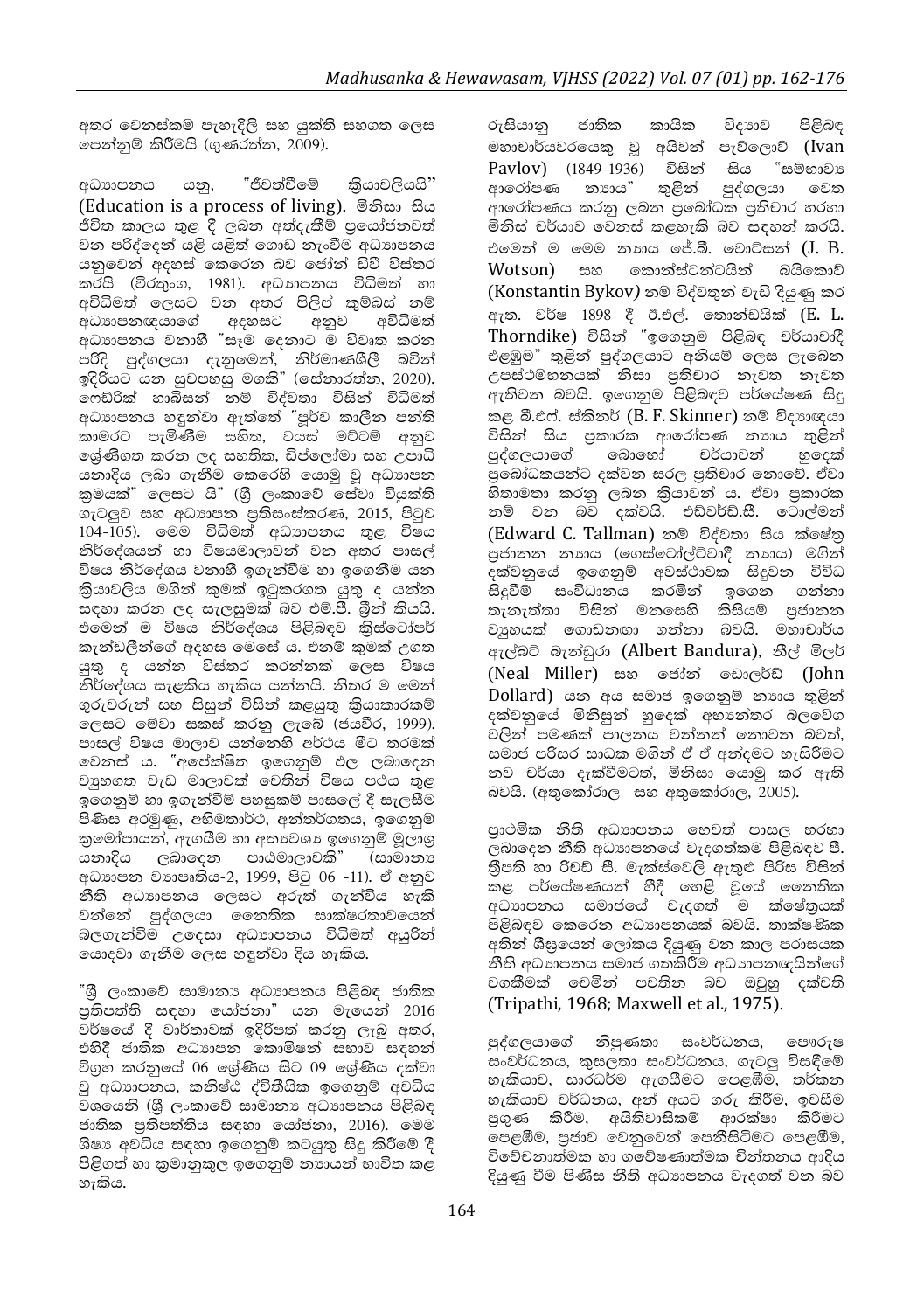අතර වෙනස්කම් පැහැදිලි සහ යුක්ති සහගත ලෙස පෙන්නුම් කිරීමයි (ගුණරත්න, 2009).

අධ්‍යාපනය යනු, "ජීවත්වීමේ ක්‍රියාවලියයි" (Education is a process of living). මිනිසා සිය ජීවිත කාලය තුළ දී ලබන අත්දැකීම් ප්‍රයෝජනවත් වන පරිද්දෙන් යළි යළිත් ගොඩ නැංවීම අධ්‍යාපනය යනුවෙන් අදහස් කෙරෙන බව ජෝන් ඩිවි විස්තර කරයි (වීරතුංග, 1981). අධ්‍යාපනය විධිමත් හා අවිධිමත් ලෙසට වන අතර පිලිප් කුම්බස් නම් අධ්‍යාපනඥයාගේ අදහසට අනුව අවිධිමත් අධ්‍යාපනය වනාහී "සැම දෙනාට ම විවෘත කරන පරිදි පුද්ගලයා දැනුමෙන්, නිර්මාණශීලී බවින් ඉදිරියට යන සුවපහසු මගකි" (සේනාරත්න, 2020). ෆෙඩ්රික් හාබිසන් නම් විද්වතා විසින් විධිමත් අධ්‍යාපනය හඳුන්වා ඇත්තේ "පූර්ව කාලීන පන්ති කාමරට පැමිණීම සහිත, වයස් මට්ටම් අනුව ශ්‍රේණිගත කරන ලද සහතික, ඩිප්ලෝමා සහ උපාධි යනාදිය ලබා ගැනීම කෙරෙහි යොමු වූ අධ්‍යාපන ක්‍රමයක්" ලෙසට යි" (ශ්‍රී ලංකාවේ සේවා වියුක්ති ගැටලුව සහ අධ්‍යාපන ප්‍රතිසංස්කරණ, 2015, පිටුව 104-105). මෙම විධිමත් අධ්‍යාපනය තුළ විෂය නිර්දේශයන් හා විෂයමාලාවන් වන අතර පාසල් විෂය නිර්දේශය වනාහී ඉගැන්වීම හා ඉගෙනීම යන ක්‍රියාවලිය මගින් කුමක් ඉටුකරගත යුතු ද යන්න සඳහා කරන ලද සැලසුමක් බව එම්.පී. බ්‍රීන් කියයි. එමෙන් ම විෂය නිර්දේශය පිළිබඳව ක්‍රිස්ටෝපර් කැන්ඩලින්ගේ අදහස මෙසේ ය. එනම් කුමක් උගත යුතු ද යන්න විස්තර කරන්නක් ලෙස විෂය නිර්දේශය සැළකිය හැකිය යන්නයි. නිතර ම මෙන් ගුරුවරුන් සහ සිසුන් විසින් කළයුතු ක්‍රියාකාරකම් ලෙසට මේවා සකස් කරනු ලැබේ (ජයවීර, 1999). පාසල් විෂය මාලාව යන්නෙහි අර්ථය මීට තරමක් වෙනස් ය. "අපේක්ෂිත ඉගෙනුම් ඵල ලබාදෙන ව්‍යුහගත වැඩ මාලාවක් වෙතින් විෂය පථය තුළ ඉගෙනුම් හා ඉගැන්වීම් පහසුකම් පාසලේ දී සැලසීම පිණිස අරමුණු, අභිමතාර්ථ, අන්තර්ගතය, ඉගෙනුම් ක්‍රමෝපායන්, ඇගයීම හා අත්‍යවශ්‍ය ඉගෙනුම් මූලාශ්‍ර යනාදිය ලබාදෙන පාඨමාලාවකි" (සාමාන්‍ය අධ්‍යාපන ව්‍යාපෘතිය-2, 1999, පිටු 06 -11). ඒ අනුව නීති අධ්‍යාපනය ලෙසට අරුත් ගැන්විය හැකි වන්නේ පුද්ගලයා නෛතික සාක්ෂරතාවයෙන් බලගැන්වීම උදෙසා අධ්‍යාපනය විධිමත් අයුරින් යොදවා ගැනීම ලෙස හඳුන්වා දිය හැකිය.

"ශ්‍රී ලංකාවේ සාමාන්‍ය අධ්‍යාපනය පිළිබඳ ජාතික ප්‍රතිපත්ති සඳහා යෝජනා" යන මැයෙන් 2016 වර්ෂයේ දී වාර්තාවක් ඉදිරිපත් කරනු ලැබූ අතර, එහිදී ජාතික අධ්‍යාපන කොමිෂන් සභාව සඳහන් විග්‍රහ කරනුයේ 06 ශ්‍රේණිය සිට 09 ශ්‍රේණිය දක්වා වූ අධ්‍යාපනය, කනිෂ්ඨ ද්විතීයික ඉගෙනුම් අවධිය වශයෙනි (ශ්‍රී ලංකාවේ සාමාන්‍ය අධ්‍යාපනය පිළිබඳ ජාතික ප්‍රතිපත්තිය සඳහා යෝජනා, 2016). මෙම ශිෂ්‍ය අවධිය සඳහා ඉගෙනුම් කටයුතු සිදු කිරීමේ දී පිළිගත් හා ක්‍රමානුකූල ඉගෙනුම් න්‍යායන් භාවිත කළ හැකිය.

රුසියානු ජාතික කායික විද්‍යාව පිළිබඳ මහාචාර්යවරයෙකු වූ අයිවන් පැව්ලොව් (Ivan Pavlov) (1849-1936) විසින් සිය "සම්භාව්‍ය ආරෝපණ න්‍යාය" තුළින් පුද්ගලයා වෙත ආරෝපණය කරනු ලබන ප්‍රබෝධක ප්‍රතිචාර හරහා මිනිස් චර්යාව වෙනස් කළහැකි බව සඳහන් කරයි. එමෙන් ම මෙම න්‍යාය ජේ.බී. වොට්සන් (J. B. Wotson) සහ කොන්ස්ටන්ටයින් බයිකොව් (Konstantin Bykov) නම් විද්වතුන් වැඩි දියුණු කර ඇත. වර්ෂ 1898 දී ඊ.එල්. තොන්ඩයික් (E. L. Thorndike) විසින් "ඉගෙනුම පිළිබඳ චර්යාවාදී එළඹුම" තුළින් පුද්ගලයාට අනියම් ලෙස ලැබෙන උපස්ථම්භනයක් නිසා ප්‍රතිචාර නැවත නැවත ඇතිවන බවයි. ඉගෙනුම පිළිබඳව පර්යේෂණ සිදු කළ බී.එෆ්. ස්කිනර් (B. F. Skinner) නම් විද්‍යාඥයා විසින් සිය ප්‍රකාරක ආරෝපණ න්‍යාය තුළින් පුද්ගලයාගේ බොහෝ චර්යාවන් හුදෙක් ප්‍රබෝධකයන්ට දක්වන සරල ප්‍රතිචාර නොවේ. ඒවා හිතාමතා කරනු ලබන ක්‍රියාවන් ය. ඒවා ප්‍රකාරක නම් වන බව දක්වයි. එඩ්වර්ඩ්.සී. ටොල්මන් (Edward C. Tallman) නම් විද්වතා සිය ක්ෂේත්‍ර ප්‍රජානන න්‍යාය (ගෙස්ටෝල්ට්වාදී න්‍යාය) මගින් දක්වනුයේ ඉගෙනුම් අවස්ථාවක සිදුවන විවිධ සිදුවීම් සංවිධානය කරමින් ඉගෙන ගන්නා තැනැත්තා විසින් මනසෙහි කිසියම් ප්‍රජානන ව්‍යුහයක් ගොඩනගා ගන්නා බවයි. මහාචාර්ය ඇල්බට් බැන්ඩුරා (Albert Bandura), නීල් මිලර් (Neal Miller) සහ ජෝන් ඩොලර්ඩ් (John Dollard) යන අය සමාජ ඉගෙනුම් න්‍යාය තුළින් දක්වනුයේ මිනිසුන් හුදෙක් අභ්‍යන්තර බලවේග වලින් පමණක් පාලනය වන්නන් නොවන බවත්, සමාජ පරිසර සාධක මගින් ඒ ඒ අන්දමට හැසිරීමට නව චර්යා දැක්වීමටත්, මිනිසා යොමු කර ඇති බවයි. (අතුකෝරාල සහ අතුකෝරාල, 2005).

ප්‍රාථමික නීති අධ්‍යාපනය හෙවත් පාසල හරහා ලබාදෙන නීති අධ්‍යාපනයේ වැදගත්කම පිළිබඳව පී. ත්‍රිපති හා රිචඩ් සී. මැක්ස්වෙලි ඇතුළු පිරිස විසින් කළ පර්යේෂණයන් හීදී හෙළි වූයේ නෛතික අධ්‍යාපනය සමාජයේ වැදගත් ම ක්ෂේත්‍රයක් පිළිබඳව කෙරෙන අධ්‍යාපනයක් බවයි. තාක්ෂණික අතින් ශීඝ්‍රයෙන් ලෝකය දියුණු වන කාල පරාසයක නීති අධ්‍යාපනය සමාජ ගතකිරීම අධ්‍යාපනඥයින්ගේ වගකීමක් වෙමින් පවතින බව ඔවුහු දක්වති (Tripathi, 1968; Maxwell et al., 1975).

පුද්ගලයාගේ නිපුණතා සංවර්ධනය, පෞරුෂ සංවර්ධනය, කුසලතා සංවර්ධනය, ගැටලු විසඳීමේ හැකියාව, සාරධර්ම ඇගයීමට පෙළඹීම, තර්කන හැකියාව වර්ධනය, අන් අයට ගරු කිරීම, ඉවසීම ප්‍රගුණ කිරීම, අයිතිවාසිකම් ආරක්ෂා කිරීමට පෙළඹීම, ප්‍රජාව වෙනුවෙන් පෙනීසිටීමට පෙළඹීම, විවේචනාත්මක හා ගවේෂණාත්මක චින්තනය ආදිය දියුණු වීම පිණිස නීති අධ්‍යාපනය වැදගත් වන බව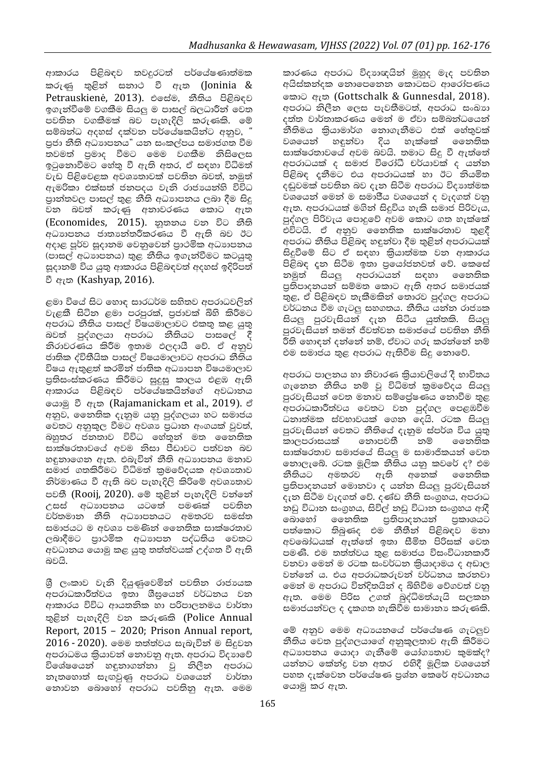ආකාරය පිළිබඳව තවදුරටත් පර්යේෂණාත්මක කරුණු තුළින් සනාථ වී ඇත (Joninia & Petrauskienė, 2013). එසේම, නීතිය පිළිබඳව ඉගැන්වීමේ වගකීම සියලු ම පාසල් බලධාරීන් වෙත පවතින වගකීමක් බව පැහැදිලි කරුණකි. මේ සම්බන්ධ අදහස් දක්වන පර්යේෂකයින්ට අනුව, " ප්‍රජා නීති අධ්‍යාපනය" යන සංකල්පය සමාජගත වීම තවමත් ප්‍රමාද වීමට මෙම වගකීම නිසිලෙස ඉටුනොවීමට හේතු වී ඇති අතර, ඒ සඳහා විධිමත් වැඩ පිළිවෙළක අවශ්‍යතාවක් පවතින බවත්, නමුත් ඇමරිකා එක්සත් ජනපදය වැනි රාජ්‍යයන්හි විවිධ ප්‍රාන්තවල පාසල් තුළ නීති අධ්‍යාපනය ලබා දීම සිදු වන බවත් කරුණු අනාවරණය කොට ඇත (Economides, 2015). නූතනය වන විට නීති අධ්‍යාපනය ජාත්‍යන්තරීකරණය වී ඇති බව ඊට අදාළ පූර්ව සූදානම වෙනුවෙන් ප්‍රාථමික අධ්‍යාපනය (පාසල් අධ්‍යාපනය) තුළ නීතිය ඉගැන්වීමට කටයුතු සූදානම් විය යුතු ආකාරය පිළිබඳවත් අදහස් ඉදිරිපත් වී ඇත (Kashyap, 2016).

ළමා වියේ සිට හොඳ සාරධර්ම සහිතව අපරාධවලින් වැළකී සිටින ළමා පරපුරක්, ප්‍රජාවක් බිහි කිරීමට අපරාධ නීතිය පාසල් විෂයමාලාවට එකතු කළ යුතු බවත් පුද්ගලයා අපරාධ නීතියට පාසලේ දී නිරාවරණය කිරීම ඉතාම ඵලදායී වේ. ඒ අනුව ජාතික ද්විතීයික පාසල් විෂයමාලාවට අපරාධ නීතිය විෂය ඇතුළත් කරමින් ජාතික අධ්‍යාපන විෂයමාලාව ප්‍රතිසංස්කරණය කිරීමට සුදුසු කාලය එළඹ ඇති ආකාරය පිළිබඳව පර්යේෂකයින්ගේ අවධානය යොමු වී ඇත (Rajamanickam et al., 2019). ඒ අනුව, නෛතික දැනුම යනු පුද්ගලයා හට සමාජය වෙතට අනුකූල වීමට අවශ්‍ය ප්‍රධාන අංගයක් වුවත්, බහුතර ජනතාව විවිධ හේතූන් මත නෛතික සාක්ෂරතාවයේ අවම නිසා පීඩාවට පත්වන බව හඳුනාගෙන ඇත. එබැවින් නීති අධ්‍යාපනය මනාව සමාජ ගතකිරීමට විධිමත් ක්‍රමවේදයක අවශ්‍යතාව නිර්මාණය වී ඇති බව පැහැදිලි කිරීමේ අවශ්‍යතාව පවතී (Rooij, 2020). මේ තුළින් පැහැදිලි වන්නේ උසස් අධ්‍යාපනය යටතේ පමණක් පවතින වර්තමාන නීති අධ්‍යාපනයට අමතරව සමස්ත සමාජයට ම අවශ්‍ය පමණින් නෛතික සාක්ෂරතාව ලබාදීමට ප්‍රාථමික අධ්‍යාපන පද්ධතිය වෙතට අවධානය යොමු කළ යුතු තත්ත්වයක් උද්ගත වී ඇති බවයි.

ශ්‍රී ලංකාව වැනි දියුණුවෙමින් පවතින රාජ්‍යයක අපරාධකාරීත්වය ඉතා ශීඝ්‍රයෙන් වර්ධනය වන ආකාරය විවිධ ආයතනික හා පරිපාලනමය වාර්තා තුළින් පැහැදිලි වන කරුණකි (Police Annual Report, 2015 – 2020; Prison Annual report, 2016 - 2020). මෙම තත්ත්වය සැබැවින් ම සිදුවන අපරාධමය ක්‍රියාවන් නොවනු ඇත. අපරාධ විද්‍යාවේ විශේෂයෙන් හඳුනාගන්නා වූ නිලීන අපරාධ නැතහොත් සැඟවුණු අපරාධ වශයෙන් වාර්තා නොවන බොහෝ අපරාධ පවතිනු ඇත. මෙම කාරණය අපරාධ විද්‍යාඥයින් මුහුද මැද පවතින අයිස්කන්දක නොපෙනෙන කොටසට ආරෝපණය කොට ඇත (Gottschalk & Gunnesdal, 2018). අපරාධ නිලීන ලෙස පැවතීමටත්, අපරාධ සංඛ්‍යා දත්ත වාර්තාකරණය මෙන් ම ඒවා සම්බන්ධයෙන් නීතිමය ක්‍රියාමාර්ග නොගැනීමට එක් හේතුවක් වශයෙන් හඳුන්වා දිය හැක්කේ නෛතික සාක්ෂරතාවයේ අවම බවයි. තමාට සිදු වී ඇත්තේ අපරාධයක් ද සමාජ විරෝධී චර්යාවක් ද යන්න පිළිබඳ දැනීමට එය අපරාධයක් හා ඊට නියමිත දඬුවමක් පවතින බව දැන සිටීම අපරාධ විද්‍යාත්මක වශයෙන් මෙන් ම සමාජීය වශයෙන් ද වැදගත් වනු ඇත. අපරාධයක් මගින් සිදුවිය හැකි සමාජ පිරිවැය, පුද්ගල පිරිවැය පොදුවේ අවම කොට ගත හැක්කේ එවිටයි. ඒ අනුව නෛතික සාක්ෂරතාව තුළදී අපරාධ නීතිය පිළිබඳ හඳුන්වා දීම තුළින් අපරාධයක් සිදුවීමේ සිට ඒ සඳහා ක්‍රියාත්මක වන ආකාරය පිළිබඳ දැන සිටීම ඉතා ප්‍රයෝජනවත් වේ. කෙසේ නමුත් සියලු අපරාධයන් සඳහා නෛතික ප්‍රතිපාදනයන් සම්මත කොට ඇති අතර සමාජයක් තුළ, ඒ පිළිබඳව තැකීමකින් තොරව පුද්ගල අපරාධ වර්ධනය වීම ගැටලු සහගතය. නීතිය යන්න රාජ්‍යක සියලු පුරවැසියන් දැන සිටිය යුත්තකි. සියලු පුරවැසියන් තමන් ජීවත්වන සමාජයේ පවතින නීති රීති හොඳින් දන්නේ නම්, ඒවාට ගරු කරන්නේ නම් එම සමාජය තුළ අපරාධ ඇතිවීම සිදු නොවේ.

අපරාධ පාලනය හා නිවාරණ ක්‍රියාවලියේ දී භාවිතය ගැනෙන නීතිය නම් වූ විධිමත් ක්‍රමවේදය සියලු පුරවැසියන් වෙත මනාව සම්ප්‍රේෂණය නොවීම තුළ අපරාධකාරීත්වය වෙතට වන පුද්ගල පෙළඹවීම ධනාත්මක ස්වභාවයක් ගෙන දෙයි. රටක සියලු පුරවැසියන් වෙතට නීතියේ දැනුම ස්පර්ශ විය යුතු කාලපරාසයක් නොපවතී නම් නෛතික සාක්ෂරතාව සමාජයේ සියලු ම සාමාජිකයන් වෙත නොලැබේ. රටක මූලික නීතිය යනු කවරේ ද? එම නීතියට අමතරව ඇති අනෙක් නෛතික ප්‍රතිපාදනයන් මොනවා ද යන්න සියලු පුරවැසියන් දැන සිටීම වැදගත් වේ. දණ්ඩ නීති සංග්‍රහය, අපරාධ නඩු විධාන සංග්‍රහය, සිවිල් නඩු විධාන සංග්‍රහය ආදී බොහෝ නෛතික ප්‍රතිපාදනයන් ප්‍රකාශයට පත්කොට තිබුණද එම නීතීන් පිළිබඳව මනා අවබෝධයක් ඇත්තේ ඉතා සීමිත පිරිසක් වෙත පමණි. එම තත්ත්වය තුළ සමාජය විසංවිධානකාරී වනවා මෙන් ම රටක සංවර්ධන ක්‍රියාදාමය ද අඩාල වන්නේ ය. එය අපරාධකරුවන් වර්ධනය කරනවා මෙන් ම අපරාධ වින්දිතයින් ද බිහිවීම වේගවත් වනු ඇත. මෙම පිරිස උගත් බුද්ධිමත්යැයි සලකන සමාජයන්වල ද දැකගත හැකිවීම සාමාන්‍ය කරුණකි.

මේ අනුව මෙම අධ්‍යයනයේ පර්යේෂණ ගැටලුව නීතිය වෙත පුද්ගලයාගේ අනුකූලතාව ඇති කිරීමට අධ්‍යාපනය යොදා ගැනීමේ යෝග්‍යතාව කුමක්ද? යන්නට කේන්ද්‍ර වන අතර එහිදී මූලික වශයෙන් පහත දැක්වෙන පර්යේෂණ ප්‍රශ්න කෙරෙහි අවධානය යොමු කර ඇත.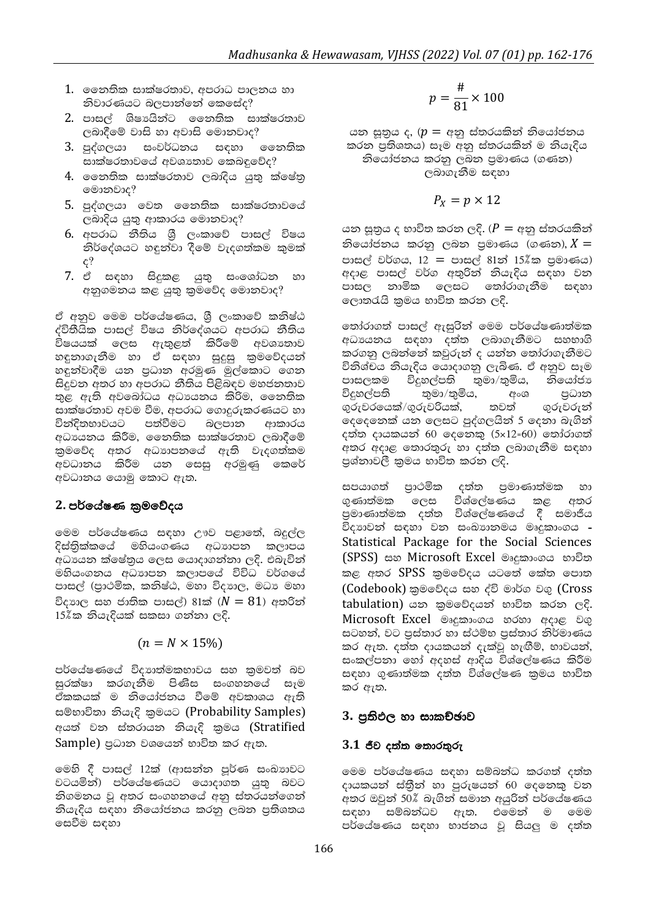1. නෛතික සාක්ෂරතාව, අපරාධ පාලනය හා නිවාරණයට බලපාන්නේ කෙසේද?
2. පාසල් ශිෂ්‍යයින්ට නෛතික සාක්ෂරතාව ලබාදීමේ වාසි හා අවාසි මොනවාද?
3. පුද්ගලයා සංවර්ධනය සඳහා නෛතික සාක්ෂරතාවයේ අවශ්‍යතාව කෙබඳුවේද?
4. නෛතික සාක්ෂරතාව ලබාදිය යුතු ක්ෂේත්‍ර මොනවාද?
5. පුද්ගලයා වෙත නෛතික සාක්ෂරතාවයේ ලබාදිය යුතු ආකාරය මොනවාද?
6. අපරාධ නීතිය ශ්‍රී ලංකාවේ පාසල් විෂය නිර්දේශයට හඳුන්වා දීමේ වැදගත්කම කුමක් ද?
7. ඒ සඳහා සිදුකළ යුතු සංශෝධන හා අනුගමනය කළ යුතු ක්‍රමවේද මොනවාද?

ඒ අනුව මෙම පර්යේෂණය, ශ්‍රී ලංකාවේ කනිෂ්ඨ ද්විතීයික පාසල් විෂය නිර්දේශයට අපරාධ නීතිය විෂයයක් ලෙස ඇතුළත් කිරීමේ අවශ්‍යතාව හඳුනාගැනීම හා ඒ සඳහා සුදුසු ක්‍රමවේදයන් හඳුන්වාදීම යන ප්‍රධාන අරමුණ මුල්කොට ගෙන සිදුවන අතර හා අපරාධ නීතිය පිළිබඳව මහජනතාව තුළ ඇති අවබෝධය අධ්‍යයනය කිරීම, නෛතික සාක්ෂරතාව අවම වීම, අපරාධ ගොදුරුකරණයට හා වින්දිතභාවයට පත්වීමට බලපාන ආකාරය අධ්‍යයනය කිරීම, නෛතික සාක්ෂරතාව ලබාදීමේ ක්‍රමවේද අතර අධ්‍යාපනයේ ඇති වැදගත්කම අවධානය කිරීම යන සෙසු අරමුණු කෙරේ අවධානය යොමු කොට ඇත.

## 2. පර්යේෂණ ක්‍රමවේදය

මෙම පර්යේෂණය සඳහා ඌව පළාතේ, බදුල්ල දිස්ත්‍රික්කයේ මහියංගණය අධ්‍යාපන කලාපය අධ්‍යයන ක්ෂේත්‍රය ලෙස යොදාගන්නා ලදි. එබැවින් මහියංගනය අධ්‍යාපන කලාපයේ විවිධ වර්ගයේ පාසල් (ප්‍රාථමික, කනිෂ්ඨ, මහා විද්‍යාල, මධ්‍ය මහා විද්‍යාල සහ ජාතික පාසල්) 81ක් ($N = 81$) අතරින් 15%ක නියැදියක් සකසා ගන්නා ලදි.

$$(n = N \times 15\%)$$

පර්යේෂණයේ විද්‍යාත්මකභාවය සහ ක්‍රමවත් බව සුරක්ෂා කරගැනීම පිණිස සංගහනයේ සෑම ඒකකයක් ම නියෝජනය වීමේ අවකාශය ඇති සම්භාවිතා නියැදි ක්‍රමයට (Probability Samples) අයත් වන ස්තරායන නියැදි ක්‍රමය (Stratified Sample) ප්‍රධාන වශයෙන් භාවිත කර ඇත.

මෙහි දී පාසල් 12ක් (ආසන්න පූර්ණ සංඛ්‍යාවට වටයමින්) පර්යේෂණයට යොදාගත යුතු බවට නිගමනය වූ අතර සංගහනයේ අනු ස්තරයන්ගෙන් නියැදිය සඳහා නියෝජනය කරනු ලබන ප්‍රතිශතය සෙවීම සඳහා

$$p = \frac{\#}{81} \times 100$$

යන සූත්‍රය ද, ($p =$ අනු ස්තරයකින් නියෝජනය කරන ප්‍රතිශතය) සෑම අනු ස්තරයකින් ම නියැදිය නියෝජනය කරනු ලබන ප්‍රමාණය (ගණන) ලබාගැනීම සඳහා

$$P_X = p \times 12$$

යන සූත්‍රය ද භාවිත කරන ලදි. ($P =$ අනු ස්තරයකින් නියෝජනය කරනු ලබන ප්‍රමාණය (ගණන), $X =$ පාසල් වර්ගය, $12 =$ පාසල් 81න් 15%ක ප්‍රමාණය) අදාළ පාසල් වර්ග අතුරින් නියැදිය සඳහා වන පාසල නාමික ලෙසට තෝරාගැනීම සඳහා ලොතරැයි ක්‍රමය භාවිත කරන ලදි.

තෝරාගත් පාසල් ඇසුරින් මෙම පර්යේෂණාත්මක අධ්‍යයනය සඳහා දත්ත ලබාගැනීමට සහභාගි කරගනු ලබන්නේ කවුරුන් ද යන්න තෝරාගැනීමට විනිශ්චය නියැදිය යොදාගනු ලැබිණ. ඒ අනුව සෑම පාසලකම විදුහල්පති තුමා/තුමිය, නියෝජ්‍ය විදුහල්පති තුමා/තුමිය, අංශ ප්‍රධාන ගුරුවරයෙක්/ගුරුවරියක්, තවත් ගුරුවරුන් දෙදෙනෙක් යන ලෙසට පුද්ගලයින් 5 දෙනා බැගින් දත්ත දායකයන් 60 දෙනෙකු (5×12=60) තෝරාගත් අතර අදාළ තොරතුරු හා දත්ත ලබාගැනීම සඳහා ප්‍රශ්නාවලී ක්‍රමය භාවිත කරන ලදි.

සපයාගත් ප්‍රාථමික දත්ත ප්‍රමාණාත්මක හා ගුණාත්මක ලෙස විශ්ලේෂණය කළ අතර ප්‍රමාණාත්මක දත්ත විශ්ලේෂණයේ දී සමාජීය විද්‍යාවන් සඳහා වන සංඛ්‍යානමය මෘදුකාංගය - Statistical Package for the Social Sciences (SPSS) සහ Microsoft Excel මෘදුකාංගය භාවිත කළ අතර SPSS ක්‍රමවේදය යටතේ කේත පොත (Codebook) ක්‍රමවේදය සහ ද්වි මාර්ග වගු (Cross tabulation) යන ක්‍රමවේදයන් භාවිත කරන ලදි. Microsoft Excel මෘදුකාංගය හරහා අදාළ වගු සටහන්, වට ප්‍රස්තාර හා ස්ථම්භ ප්‍රස්තාර නිර්මාණය කර ඇත. දත්ත දායකයන් දැක්වූ හැඟීම්, භාවයන්, සංකල්පනා හෝ අදහස් ආදිය විශ්ලේෂණය කිරීම සඳහා ගුණාත්මක දත්ත විශ්ලේෂණ ක්‍රමය භාවිත කර ඇත.

## 3. ප්‍රතිඵල හා සාකච්ඡාව

### 3.1 ජීව දත්ත තොරතුරු

මෙම පර්යේෂණය සඳහා සම්බන්ධ කරගත් දත්ත දායකයන් ස්ත්‍රීන් හා පුරුෂයන් 60 දෙනෙකු වන අතර ඔවුන් 50% බැගින් සමාන අයුරින් පර්යේෂණය සඳහා සම්බන්ධව ඇත. එමෙන් ම මෙම පර්යේෂණය සඳහා භාජනය වූ සියලු ම දත්ත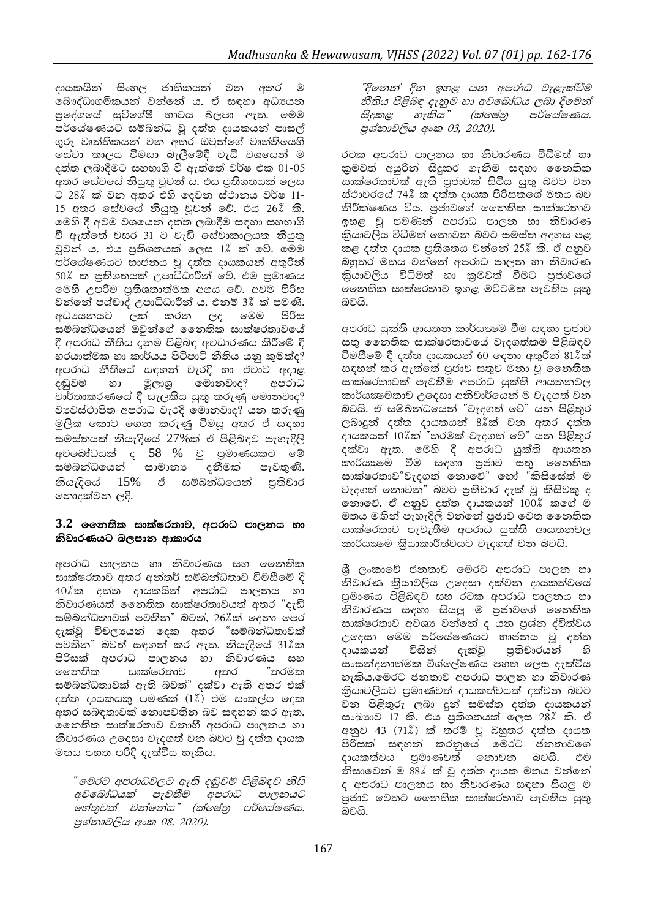දායකයින් සිංහල ජාතිකයන් වන අතර ම බෞද්ධාගමිකයන් වන්නේ ය. ඒ සඳහා අධ්‍යයන ප්‍රදේශයේ සුවිශේෂී භාවය බලපා ඇත. මෙම පර්යේෂණයට සම්බන්ධ වූ දත්ත දායකයන් පාසල් ගුරු වෘත්තිකයන් වන අතර ඔවුන්ගේ වෘත්තියෙහි සේවා කාලය විමසා බැලීමේදී වැඩි වශයෙන් ම දත්ත ලබාදීමට සහභාගි වී ඇත්තේ වර්ෂ එක 01-05 අතර සේවයේ නියුතු වූවන් ය. එය ප්‍රතිශතයක් ලෙස ට 28% ක් වන අතර එහි දෙවන ස්ථානය වර්ෂ 11-15 අතර සේවයේ නියුතු වූවන් වේ. එය 26% කි. මෙහි දී අවම වශයෙන් දත්ත ලබාදීම සඳහා සහභාගි වී ඇත්තේ වසර 31 ට වැඩි සේවාකාලයක නියුතු වූවන් ය. එය ප්‍රතිශතයක් ලෙස 1% ක් වේ. මෙම පර්යේෂණයට භාජනය වූ දත්ත දායකයන් අතුරින් 50% ක ප්‍රතිශතයක් උපාධිධාරීන් වේ. එම ප්‍රමාණය මෙහි උපරිම ප්‍රතිශතාත්මක අගය වේ. අවම පිරිස වන්නේ පශ්චාද් උපාධිධාරීන් ය. එනම් 3% ක් පමණි. අධ්‍යයනයට ලක් කරන ලද මෙම පිරිස සම්බන්ධයෙන් ඔවුන්ගේ නෛතික සාක්ෂරතාවයේ දී අපරාධ නීතිය දැනුම පිළිබඳ අවධාරණය කිරීමේ දී හරයාත්මක හා කාර්යය පිටිපාටි නීතිය යනු කුමක්ද? අපරාධ නීතියේ සඳහන් වැරදි හා ඒවාට අදාළ දඬුවම් හා මූලාශ්‍ර මොනවාද? අපරාධ වාර්තාකරණයේ දී සැලකිය යුතු කරුණු මොනවාද? ව්‍යවස්ථාපිත අපරාධ වැරදි මොනවාද? යන කරුණු මූලික කොට ගෙන කරුණු විමසූ අතර ඒ සඳහා සමස්තයක් නියැදියේ 27%ක් ඒ පිළිබඳව පැහැදිලි අවබෝධයක් ද 58 % වූ ප්‍රමාණයකට මේ සම්බන්ධයෙන් සාමාන්‍ය දැනීමක් පැවතුණි. නියැදියේ 15% ඒ සම්බන්ධයෙන් ප්‍රතිචාර නොදක්වන ලදි.

### 3.2 නෛතික සාක්ෂරතාව, අපරාධ පාලනය හා නිවාරණයට බලපාන ආකාරය

අපරාධ පාලනය හා නිවාරණය සහ නෛතික සාක්ෂරතාව අතර අන්තර් සම්බන්ධතාව විමසීමේ දී 40%ක දත්ත දායකයින් අපරාධ පාලනය හා නිවාරණයත් නෛතික සාක්ෂරතාවයත් අතර "දැඩි සම්බන්ධතාවක් පවතින" බවත්, 26%ක් දෙනා පෙර දැක්වූ විචල්‍යයන් දෙක අතර "සම්බන්ධතාවක් පවතින" බවත් සඳහන් කර ඇත. නියැදියේ 31%ක පිරිසක් අපරාධ පාලනය හා නිවාරණය සහ නෛතික සාක්ෂරතාව අතර "තරමක සම්බන්ධතාවක් ඇති බවත්" දක්වා ඇති අතර එක් දත්ත දායකයකු පමණක් (1%) එම සංකල්ප දෙක අතර සබඳතාවක් නොපවතින බව සඳහන් කර ඇත. නෛතික සාක්ෂරතාව වනාහී අපරාධ පාලනය හා නිවාරණය උදෙසා වැදගත් වන බවට වූ දත්ත දායක මතය පහත පරිදි දැක්විය හැකිය.

> *"මෙරට අපරාධවලට ඇති දඬුවම් පිළිබඳව නිසි අවබෝධයක් පැවතීම අපරාධ පාලනයට හේතුවක් වන්නේය" (ක්ෂේත්‍ර පර්යේෂණය. ප්‍රශ්නාවලිය අංක 08, 2020).*

> *"දිනෙන් දින ඉහළ යන අපරාධ වැළැක්වීම නීතිය පිළිබඳ දැනුම හා අවබෝධය ලබා දීමෙන් සිදුකළ හැකිය" (ක්ෂේත්‍ර පර්යේෂණය. ප්‍රශ්නාවලිය අංක 03, 2020).*

රටක අපරාධ පාලනය හා නිවාරණය විධිමත් හා ක්‍රමවත් අයුරින් සිදුකර ගැනීම සඳහා නෛතික සාක්ෂරතාවක් ඇති ප්‍රජාවක් සිටිය යුතු බවට වන ස්ථාවරයේ 74% ක දත්ත දායක පිරිසකගේ මතය බව නිරීක්ෂණය විය. ප්‍රජාවගේ නෛතික සාක්ෂරතාව ඉහළ වූ පමණින් අපරාධ පාලන හා නිවාරණ ක්‍රියාවලිය විධිමත් නොවන බවට සමස්ත අදහස පළ කළ දත්ත දායක ප්‍රතිශතය වන්නේ 25% කි. ඒ අනුව බහුතර මතය වන්නේ අපරාධ පාලන හා නිවාරණ ක්‍රියාවලිය විධිමත් හා ක්‍රමවත් වීමට ප්‍රජාවගේ නෛතික සාක්ෂරතාව ඉහළ මට්ටමක පැවතිය යුතු බවයි.

අපරාධ යුක්ති ආයතන කාර්යක්ෂම වීම සඳහා ප්‍රජාව සතු නෛතික සාක්ෂරතාවයේ වැදගත්කම පිළිබඳව විමසීමේ දී දත්ත දායකයන් 60 දෙනා අතුරින් 81%ක් සඳහන් කර ඇත්තේ ප්‍රජාව සතුව මනා වූ නෛතික සාක්ෂරතාවක් පැවතීම අපරාධ යුක්ති ආයතනවල කාර්යක්ෂමතාව උදෙසා අනිවාර්යයෙන් ම වැදගත් වන බවයි. ඒ සම්බන්ධයෙන් "වැදගත් වේ" යන පිළිතුර ලබාදුන් දත්ත දායකයන් 8%ක් වන අතර දත්ත දායකයන් 10%ක් "තරමක් වැදගත් වේ" යන පිළිතුර දක්වා ඇත. මෙහි දී අපරාධ යුක්ති ආයතන කාර්යක්ෂම වීම සඳහා ප්‍රජාව සතු නෛතික සාක්ෂරතාව"වැදගත් නොවේ" හෝ "කිසිසේත් ම වැදගත් නොවන" බවට ප්‍රතිචාර දැක් වූ කිසිවකු ද නොවේ. ඒ අනුව දත්ත දායකයන් 100% කගේ ම මතය මඟින් පැහැදිලි වන්නේ ප්‍රජාව වෙත නෛතික සාක්ෂරතාව පැවැතීම අපරාධ යුක්ති ආයතනවල කාර්යක්ෂම ක්‍රියාකාරීත්වයට වැදගත් වන බවයි.

ශ්‍රී ලංකාවේ ජනතාව මෙරට අපරාධ පාලන හා නිවාරණ ක්‍රියාවලිය උදෙසා දක්වන දායකත්වයේ ප්‍රමාණය පිළිබඳව සහ රටක අපරාධ පාලනය හා නිවාරණය සඳහා සියලු ම ප්‍රජාවගේ නෛතික සාක්ෂරතාව අවශ්‍ය වන්නේ ද යන ප්‍රශ්න ද්විත්වය උදෙසා මෙම පර්යේෂණයට භාජනය වූ දත්ත දායකයන් විසින් දැක්වූ ප්‍රතිචාරයන් හි සංසන්දනාත්මක විශ්ලේෂණය පහත ලෙස දැක්විය හැකිය.මෙරට ජනතාව අපරාධ පාලන හා නිවාරණ ක්‍රියාවලියට ප්‍රමාණවත් දායකත්වයක් දක්වන බවට වන පිළිතුරු ලබා දුන් සමස්ත දත්ත දායකයන් සංඛ්‍යාව 17 කි. එය ප්‍රතිශතයක් ලෙස 28% කි. ඒ අනුව 43 (71%) ක් තරම් වූ බහුතර දත්ත දායක පිරිසක් සඳහන් කරනුයේ මෙරට ජනතාවගේ දායකත්වය ප්‍රමාණවත් නොවන බවයි. එම නිසාවෙන් ම 88% ක් වූ දත්ත දායක මතය වන්නේ ද අපරාධ පාලනය හා නිවාරණය සඳහා සියලු ම ප්‍රජාව වෙතට නෛතික සාක්ෂරතාව පැවතිය යුතු බවයි.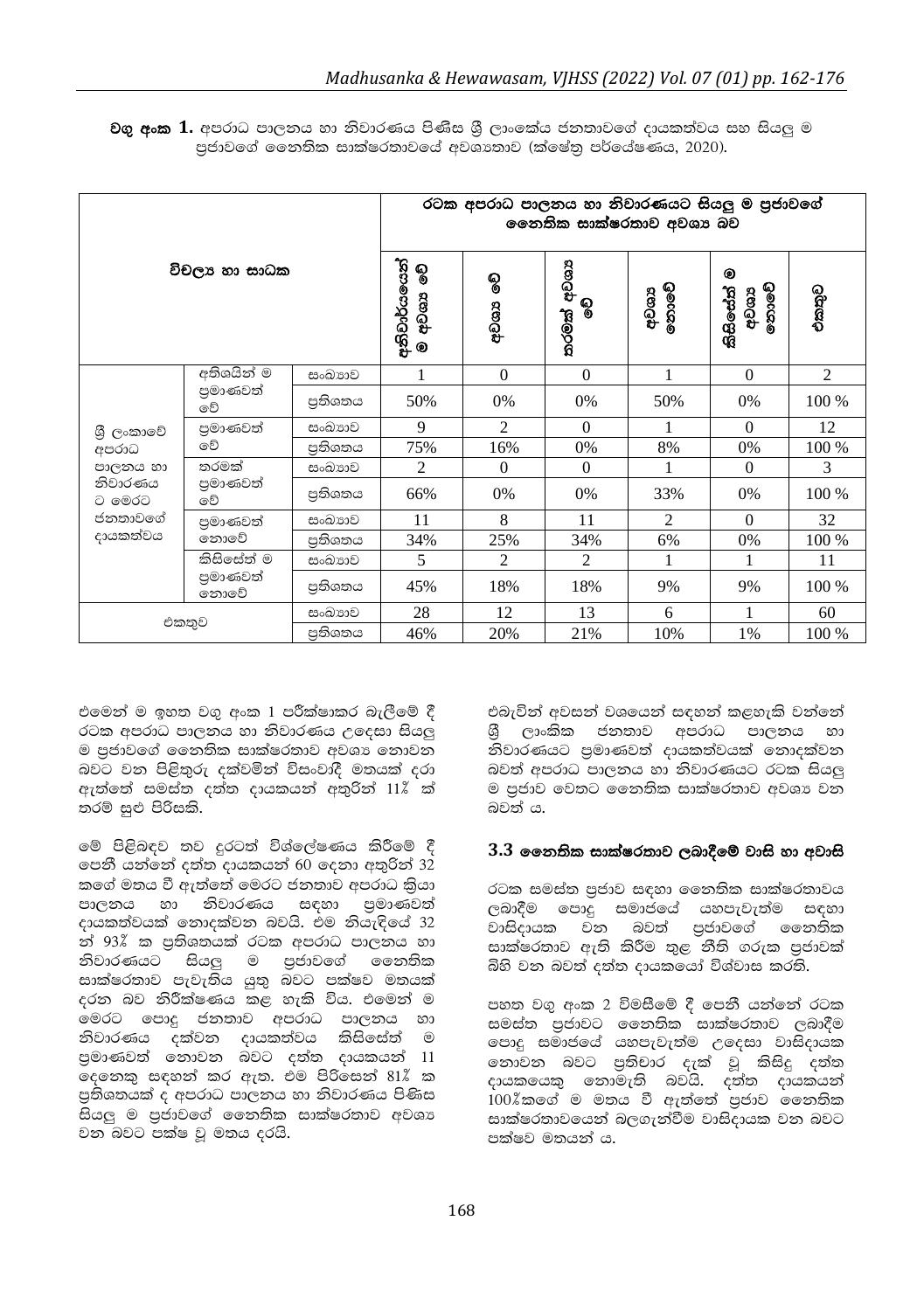**වගු අංක 1.** අපරාධ පාලනය හා නිවාරණය පිණිස ශ්‍රී ලාංකේය ජනතාවගේ දායකත්වය සහ සියලු ම ප්‍රජාවගේ නෛතික සාක්ෂරතාවයේ අවශ්‍යතාව (ක්ෂේත්‍ර පර්යේෂණය, 2020).

| විචල්‍ය හා සාධක | | | රටක අපරාධ පාලනය හා නිවාරණයට සියලු ම ප්‍රජාවගේ නෛතික සාක්ෂරතාව අවශ්‍ය බව | | | | | |
|---|---|---|---|---|---|---|---|---|
| | | | අනිවාර්යයෙන් ම අවශ්‍ය වේ | අවශ්‍ය වේ | තරමක් අවශ්‍ය වේ | අවශ්‍ය නොවේ | කිසිසේත් අවශ්‍ය නොවේ | එකතුව |
| ශ්‍රී ලංකාවේ අපරාධ පාලනය හා නිවාරණය ට මෙරට ජනතාවගේ දායකත්වය | අතිශයින් ම ප්‍රමාණවත් වේ | සංඛ්‍යාව | 1 | 0 | 0 | 1 | 0 | 2 |
| | | ප්‍රතිශතය | 50% | 0% | 0% | 50% | 0% | 100 % |
| | ප්‍රමාණවත් වේ | සංඛ්‍යාව | 9 | 2 | 0 | 1 | 0 | 12 |
| | | ප්‍රතිශතය | 75% | 16% | 0% | 8% | 0% | 100 % |
| | තරමක් ප්‍රමාණවත් වේ | සංඛ්‍යාව | 2 | 0 | 0 | 1 | 0 | 3 |
| | | ප්‍රතිශතය | 66% | 0% | 0% | 33% | 0% | 100 % |
| | ප්‍රමාණවත් නොවේ | සංඛ්‍යාව | 11 | 8 | 11 | 2 | 0 | 32 |
| | | ප්‍රතිශතය | 34% | 25% | 34% | 6% | 0% | 100 % |
| | කිසිසේත් ම ප්‍රමාණවත් නොවේ | සංඛ්‍යාව | 5 | 2 | 2 | 1 | 1 | 11 |
| | | ප්‍රතිශතය | 45% | 18% | 18% | 9% | 9% | 100 % |
| එකතුව | | සංඛ්‍යාව | 28 | 12 | 13 | 6 | 1 | 60 |
| | | ප්‍රතිශතය | 46% | 20% | 21% | 10% | 1% | 100 % |

එමෙන් ම ඉහත වගු අංක 1 පරීක්ෂාකර බැලීමේ දී රටක අපරාධ පාලනය හා නිවාරණය උදෙසා සියලු ම ප්‍රජාවගේ නෛතික සාක්ෂරතාව අවශ්‍ය නොවන බවට වන පිළිතුරු දක්වමින් විසංවාදී මතයක් දරා ඇත්තේ සමස්ත දත්ත දායකයන් අතුරින් 1% ක් තරම් සුළු පිරිසකි.

මේ පිළිබඳව තව දුරටත් විශ්ලේෂණය කිරීමේ දී පෙනී යන්නේ දත්ත දායකයන් 60 දෙනා අතුරින් 32 කගේ මතය වී ඇත්තේ මෙරට ජනතාව අපරාධ ක්‍රියා පාලනය හා නිවාරණය සඳහා ප්‍රමාණවත් දායකත්වයක් නොදක්වන බවයි. එම නියැදියේ 32 න් 93% ක ප්‍රතිශතයක් රටක අපරාධ පාලනය හා නිවාරණයට සියලු ම ප්‍රජාවගේ නෛතික සාක්ෂරතාව පැවැතිය යුතු බවට පක්ෂව මතයක් දරන බව නිරීක්ෂණය කළ හැකි විය. එමෙන් ම මෙරට පොදු ජනතාව අපරාධ පාලනය හා නිවාරණය දක්වන දායකත්වය කිසිසේත් ම ප්‍රමාණවත් නොවන බවට දත්ත දායකයන් 11 දෙනෙකු සඳහන් කර ඇත. එම පිරිසෙන් 81% ක ප්‍රතිශතයක් ද අපරාධ පාලනය හා නිවාරණය පිණිස සියලු ම ප්‍රජාවගේ නෛතික සාක්ෂරතාව අවශ්‍ය වන බවට පක්ෂ වූ මතය දරයි.

එබැවින් අවසන් වශයෙන් සඳහන් කළහැකි වන්නේ ශ්‍රී ලාංකික ජනතාව අපරාධ පාලනය හා නිවාරණයට ප්‍රමාණවත් දායකත්වයක් නොදක්වන බවත් අපරාධ පාලනය හා නිවාරණයට රටක සියලු ම ප්‍රජාව වෙතට නෛතික සාක්ෂරතාව අවශ්‍ය වන බවත් ය.

### 3.3 නෛතික සාක්ෂරතාව ලබාදීමේ වාසි හා අවාසි

රටක සමස්ත ප්‍රජාව සඳහා නෛතික සාක්ෂරතාවය ලබාදීම පොදු සමාජයේ යහපැවැත්ම සඳහා වාසිදායක වන බවත් ප්‍රජාවගේ නෛතික සාක්ෂරතාව ඇති කිරීම තුළ නීති ගරුක ප්‍රජාවක් බිහි වන බවත් දත්ත දායකයෝ විශ්වාස කරති.

පහත වගු අංක 2 විමසීමේ දී පෙනී යන්නේ රටක සමස්ත ප්‍රජාවට නෛතික සාක්ෂරතාව ලබාදීම පොදු සමාජයේ යහපැවැත්ම උදෙසා වාසිදායක නොවන බවට ප්‍රතිචාර දැක් වූ කිසිදු දත්ත දායකයෙකු නොමැති බවයි. දත්ත දායකයන් 100%කගේ ම මතය වී ඇත්තේ ප්‍රජාව නෛතික සාක්ෂරතාවයෙන් බලගැන්වීම වාසිදායක වන බවට පක්ෂව මතයන් ය.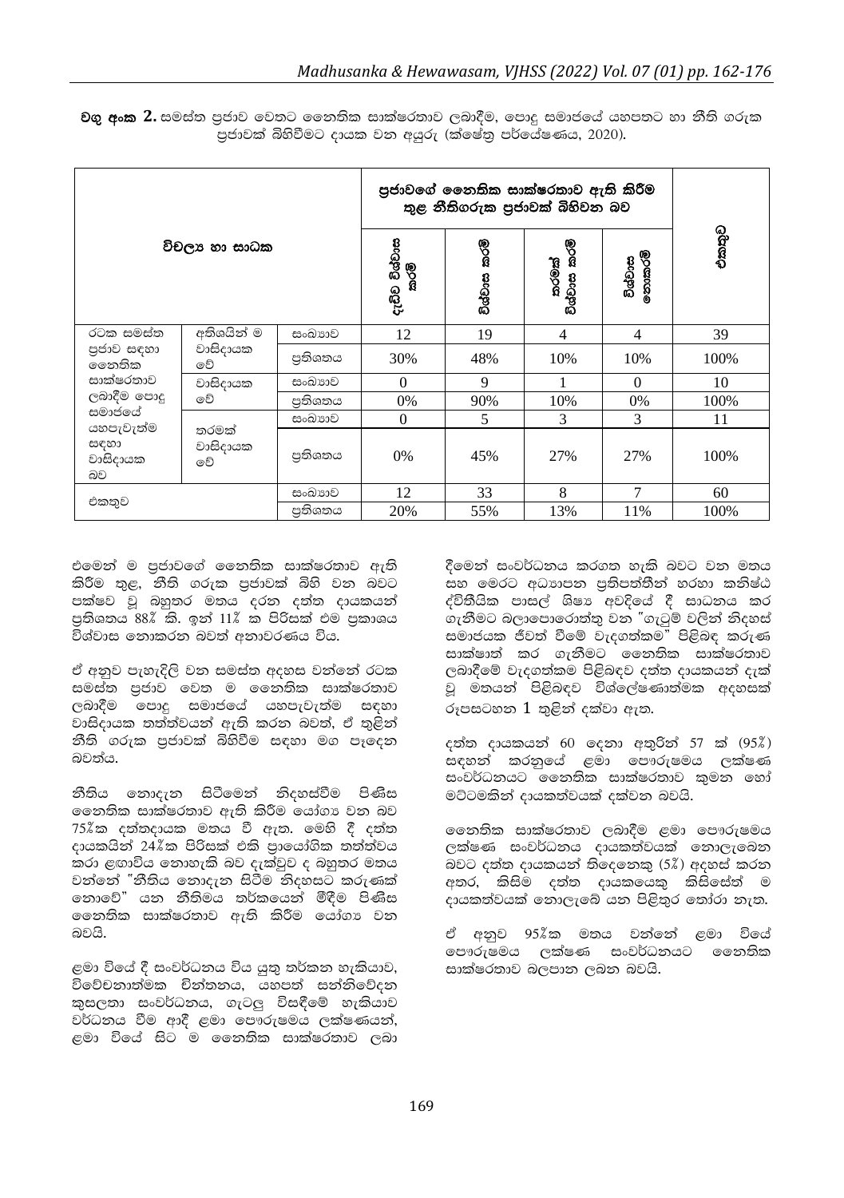**වගු අංක 2.** සමස්ත ප්‍රජාව වෙතට නෛතික සාක්ෂරතාව ලබාදීම, පොදු සමාජයේ යහපතට හා නීති ගරුක ප්‍රජාවක් බිහිවීමට දායක වන අයුරු (ක්ෂේත්‍ර පර්යේෂණය, 2020).

| විචල්‍ය හා සාධක | | | ප්‍රජාවගේ නෛතික සාක්ෂරතාව ඇති කිරීම තුළ නීතිගරුක ප්‍රජාවක් බිහිවන බව | | | | එකතුව |
|---|---|---|---|---|---|---|---|
| | | | දැඩිව විශ්වාස කරමි | විශ්වාස කරමි | තරමක් විශ්වාස කරමි | විශ්වාස නොකරමි | |
| රටක සමස්ත ප්‍රජාව සඳහා නෛතික සාක්ෂරතාව ලබාදීම පොදු සමාජයේ යහපැවැත්ම සඳහා වාසිදායක බව | අතිශයින් ම වාසිදායක වේ | සංඛ්‍යාව | 12 | 19 | 4 | 4 | 39 |
| | | ප්‍රතිශතය | 30% | 48% | 10% | 10% | 100% |
| | වාසිදායක වේ | සංඛ්‍යාව | 0 | 9 | 1 | 0 | 10 |
| | | ප්‍රතිශතය | 0% | 90% | 10% | 0% | 100% |
| | තරමක් වාසිදායක වේ | සංඛ්‍යාව | 0 | 5 | 3 | 3 | 11 |
| | | ප්‍රතිශතය | 0% | 45% | 27% | 27% | 100% |
| එකතුව | | සංඛ්‍යාව | 12 | 33 | 8 | 7 | 60 |
| | | ප්‍රතිශතය | 20% | 55% | 13% | 11% | 100% |

එමෙන් ම ප්‍රජාවගේ නෛතික සාක්ෂරතාව ඇති කිරීම තුළ, නීති ගරුක ප්‍රජාවක් බිහි වන බවට පක්ෂව වූ බහුතර මතය දරන දත්ත දායකයන් ප්‍රතිශතය 88% කි. ඉන් 11% ක පිරිසක් එම ප්‍රකාශය විශ්වාස නොකරන බවත් අනාවරණය විය.

ඒ අනුව පැහැදිලි වන සමස්ත අදහස වන්නේ රටක සමස්ත ප්‍රජාව වෙත ම නෛතික සාක්ෂරතාව ලබාදීම පොදු සමාජයේ යහපැවැත්ම සඳහා වාසිදායක තත්ත්වයන් ඇති කරන බවත්, ඒ තුළින් නීති ගරුක ප්‍රජාවක් බිහිවීම සඳහා මග පෑදෙන බවත්ය.

නීතිය නොදැන සිටීමෙන් නිදහස්වීම පිණිස නෛතික සාක්ෂරතාව ඇති කිරීම යෝග්‍ය වන බව 75%ක දත්තදායක මතය වී ඇත. මෙහි දී දත්ත දායකයින් 24%ක පිරිසක් එකී ප්‍රායෝගික තත්ත්වය කරා ළඟාවිය නොහැකි බව දැක්වුව ද බහුතර මතය වන්නේ "නීතිය නොදැන සිටීම නිදහසට කරුණක් නොවේ" යන නීතිමය තර්කයෙන් මිදීම පිණිස නෛතික සාක්ෂරතාව ඇති කිරීම යෝග්‍ය වන බවයි.

ළමා වියේ දී සංවර්ධනය විය යුතු තර්කන හැකියාව, විවේචනාත්මක චින්තනය, යහපත් සන්නිවේදන කුසලතා සංවර්ධනය, ගැටලු විසඳීමේ හැකියාව වර්ධනය වීම ආදී ළමා පෞරුෂමය ලක්ෂණයන්, ළමා වියේ සිට ම නෛතික සාක්ෂරතාව ලබා දීමෙන් සංවර්ධනය කරගත හැකි බවට වන මතය සහ මෙරට අධ්‍යාපන ප්‍රතිපත්තීන් හරහා කනිෂ්ඨ ද්විතීයික පාසල් ශිෂ්‍ය අවදියේ දී සාධනය කර ගැනීමට බලාපොරොත්තු වන "ගැටුම් වලින් නිදහස් සමාජයක ජීවත් වීමේ වැදගත්කම" පිළිබඳ කරුණු සාක්ෂාත් කර ගැනීමට නෛතික සාක්ෂරතාව ලබාදීමේ වැදගත්කම පිළිබඳව දත්ත දායකයන් දැක් වූ මතයන් පිළිබඳව විශ්ලේෂණාත්මක අදහසක් රූපසටහන 1 තුළින් දක්වා ඇත.

දත්ත දායකයන් 60 දෙනා අතුරින් 57 ක් (95%) සඳහන් කරනුයේ ළමා පෞරුෂමය ලක්ෂණ සංවර්ධනයට නෛතික සාක්ෂරතාව කුමන හෝ මට්ටමකින් දායකත්වයක් දක්වන බවයි.

නෛතික සාක්ෂරතාව ලබාදීම ළමා පෞරුෂමය ලක්ෂණ සංවර්ධනය දායකත්වයක් නොලැබෙන බවට දත්ත දායකයන් තිදෙනෙකු (5%) අදහස් කරන අතර, කිසිම දත්ත දායකයෙකු කිසිසේත් ම දායකත්වයක් නොලැබේ යන පිළිතුර තෝරා නැත.

ඒ අනුව 95%ක මතය වන්නේ ළමා වියේ පෞරුෂමය ලක්ෂණ සංවර්ධනයට නෛතික සාක්ෂරතාව බලපාන ලබන බවයි.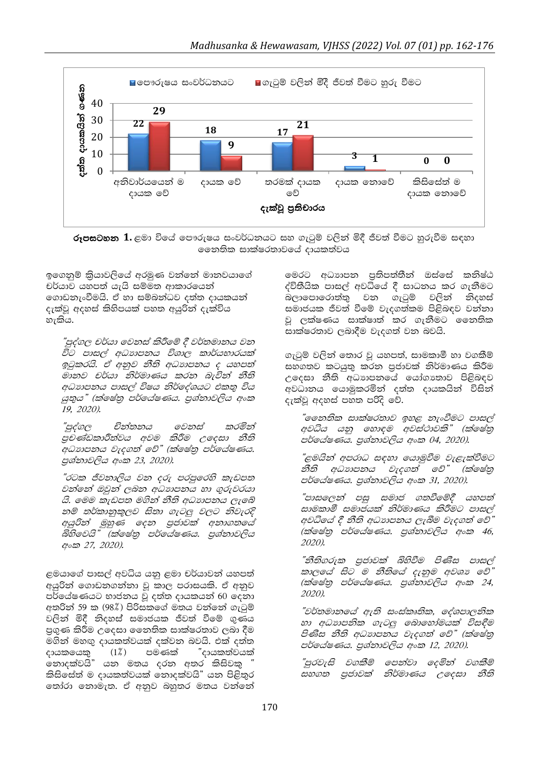| දැක්වූ ප්‍රතිචාරය | පෞරුෂය සංවර්ධනයට | ගැටුම් වලින් මිදී ජීවත් වීමට හුරු වීමට |
|---|---|---|
| අනිවාර්යයෙන් ම දායක වේ | 22 | 29 |
| දායක වේ | 18 | 9 |
| තරමක් දායක වේ | 17 | 21 |
| දායක නොවේ | 3 | 1 |
| කිසිසේත් ම දායක නොවේ | 0 | 0 |

**රූපසටහන 1.** ළමා වියේ පෞරුෂය සංවර්ධනයට සහ ගැටුම් වලින් මිදී ජීවත් වීමට හුරුවීම සඳහා නෛතික සාක්ෂරතාවයේ දායකත්වය

ඉගෙනුම් ක්‍රියාවලියේ අරමුණ වන්නේ මානවයාගේ චර්යාව යහපත් යැයි සම්මත ආකාරයෙන් ගොඩනැංවීමයි. ඒ හා සම්බන්ධව දත්ත දායකයන් දැක්වූ අදහස් කිහිපයක් පහත අයුරින් දැක්විය හැකිය.

> *"පුද්ගල චර්යා වෙනස් කිරීමේ දී වර්තමානය වන විට පාසල් අධ්‍යාපනය විශාල කාර්යභාරයක් ඉටුකරයි. ඒ අනුව නීති අධ්‍යාපනය ද යහපත් මානව චර්යා නිර්මාණය කරන බැවින් නීති අධ්‍යාපනය පාසල් විෂය නිර්දේශයට එකතු විය යුතුය" (ක්ෂේත්‍ර පර්යේෂණය. ප්‍රශ්නාවලිය අංක 19, 2020).*

> *"පුද්ගල චින්තනය වෙනස් කරමින් ප්‍රචණ්ඩකාරීත්වය අවම කිරීම උදෙසා නීති අධ්‍යාපනය වැදගත් වේ" (ක්ෂේත්‍ර පර්යේෂණය. ප්‍රශ්නාවලිය අංක 23, 2020).*

> *"රටක ජීවනාලිය වන දරු පරපුරෙහි කැඩපත වන්නේ ඔවුන් ලබන අධ්‍යාපනය හා ගුරුවරයා යි. මෙම කැඩපත මගින් නීති අධ්‍යාපනය ලැබේ නම් තර්කානුකූලව සිතා ගැටලු වලට නිවැරදි අයුරින් මුහුණ දෙන ප්‍රජාවක් අනාගතයේ බිහිවෙයි" (ක්ෂේත්‍ර පර්යේෂණය. ප්‍රශ්නාවලිය අංක 27, 2020).*

ළමයාගේ පාසල් අවධිය යනු ළමා චර්යාවන් යහපත් අයුරින් ගොඩනගන්නා වූ කාල පරාසයකි. ඒ අනුව පර්යේෂණයට භාජනය වූ දත්ත දායකයන් 60 දෙනා අතරින් 59 ක (98%) පිරිසකගේ මතය වන්නේ ගැටුම් වලින් මිදී නිදහස් සමාජයක ජීවත් වීමේ ගුණය ප්‍රගුණ කිරීම උදෙසා නෛතික සාක්ෂරතාව ලබා දීම මගින් මහගු දායකත්වයක් දක්වන බවයි. එක් දත්ත දායකයෙකු (1%) පමණක් "දායකත්වයක් නොදක්වයි" යන මතය දරන අතර කිසිවකු " කිසිසේත් ම දායකත්වයක් නොදක්වයි" යන පිළිතුර තෝරා නොමැත. ඒ අනුව බහුතර මතය වන්නේ මෙරට අධ්‍යාපන ප්‍රතිපත්තීන් ඔස්සේ කනිෂ්ඨ ද්විතීයික පාසල් අවධියේ දී සාධනය කර ගැනීමට බලාපොරොත්තු වන ගැටුම් වලින් නිදහස් සමාජයක ජීවත් වීමේ වැදගත්කම පිළිබඳව වන්නා වූ ලක්ෂණය සාක්ෂාත් කර ගැනීමට නෛතික සාක්ෂරතාව ලබාදීම වැදගත් වන බවයි.

ගැටුම් වලින් තොර වූ යහපත්, සාමකාමී හා වගකීම් සහගතව කටයුතු කරන ප්‍රජාවක් නිර්මාණය කිරීම උදෙසා නීති අධ්‍යාපනයේ යෝග්‍යතාව පිළිබඳව අවධානය යොමුකරමින් දත්ත දායකයින් විසින් දැක්වූ අදහස් පහත පරිදි වේ.

> *"නෛතික සාක්ෂරතාව ඉහළ නැංවීමට පාසල් අවධිය යනු හොඳම අවස්ථාවකි" (ක්ෂේත්‍ර පර්යේෂණය. ප්‍රශ්නාවලිය අංක 04, 2020).*

> *"ළමයින් අපරාධ සඳහා යොමුවීම වැළැක්වීමට නීති අධ්‍යාපනය වැදගත් වේ" (ක්ෂේත්‍ර පර්යේෂණය. ප්‍රශ්නාවලිය අංක 31, 2020).*

> *"පාසලෙන් පසු සමාජ ගතවීමේදී යහපත් සාමකාමී සමාජයක් නිර්මාණය කිරීමට පාසල් අවධියේ දී නීති අධ්‍යාපනය ලැබීම වැදගත් වේ" (ක්ෂේත්‍ර පර්යේෂණය. ප්‍රශ්නාවලිය අංක 46, 2020).*

> *"නීතිගරුක ප්‍රජාවක් බිහිවීම පිණිස පාසල් කාලයේ සිට ම නීතියේ දැනුම අවශ්‍ය වේ" (ක්ෂේත්‍ර පර්යේෂණය. ප්‍රශ්නාවලිය අංක 24, 2020).*

> *"වර්තමානයේ ඇති සංස්කෘතික, දේශපාලනික හා අධ්‍යාපනික ගැටලු බොහෝමයක් විසඳීම පිණිස නීති අධ්‍යාපනය වැදගත් වේ" (ක්ෂේත්‍ර පර්යේෂණය. ප්‍රශ්නාවලිය අංක 12, 2020).*

> *"පුරවැසි වගකීම් පෙන්වා දෙමින් වගකීම් සහගත ප්‍රජාවක් නිර්මාණය උදෙසා නීති*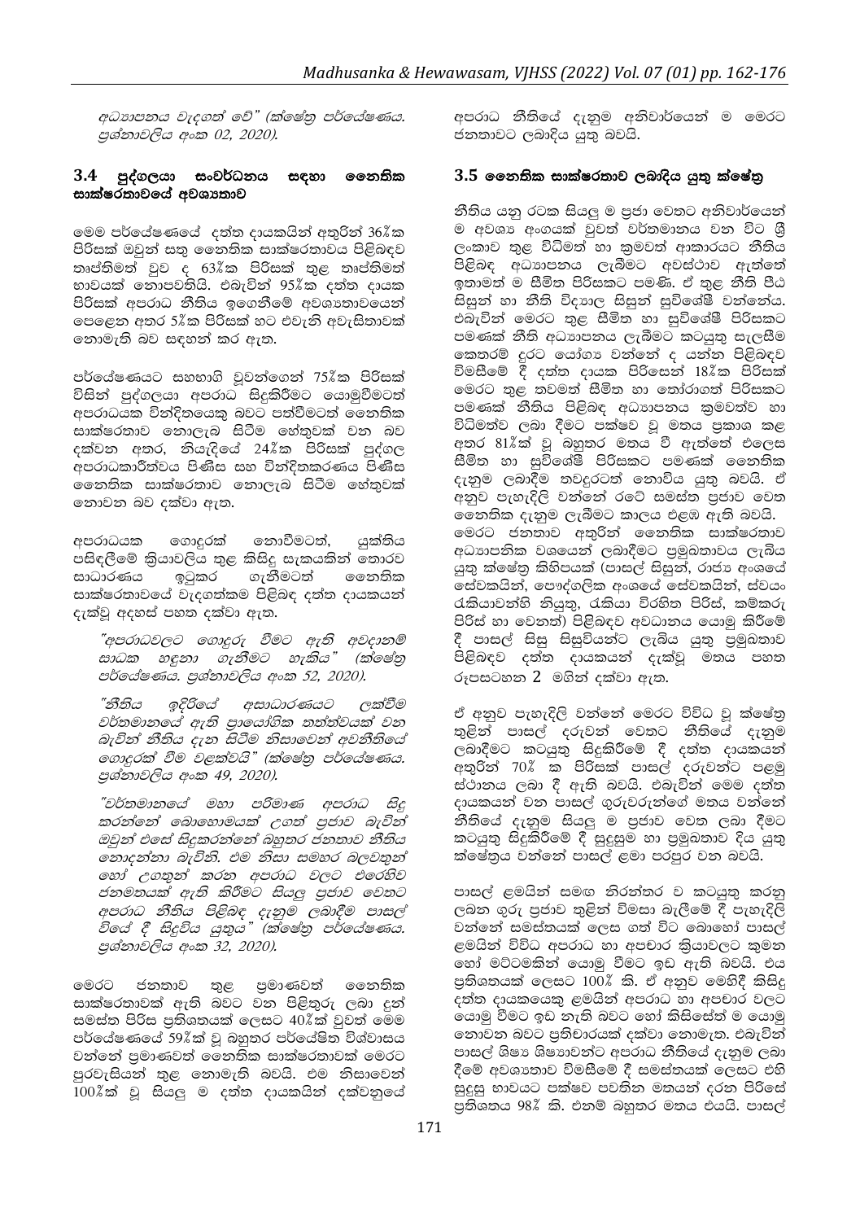*අධ්‍යාපනය වැදගත් වේ" (ක්ෂේත්‍ර පර්යේෂණය. ප්‍රශ්නාවලිය අංක 02, 2020).*

### 3.4 පුද්ගලයා සංවර්ධනය සඳහා නෛතික සාක්ෂරතාවයේ අවශ්‍යතාව

මෙම පර්යේෂණයේ දත්ත දායකයින් අතුරින් 36%ක පිරිසක් ඔවුන් සතු නෛතික සාක්ෂරතාවය පිළිබඳව තෘප්තිමත් වුව ද 63%ක පිරිසක් තුළ තෘප්තිමත් භාවයක් නොපවතියි. එබැවින් 95%ක දත්ත දායක පිරිසක් අපරාධ නීතිය ඉගෙනීමේ අවශ්‍යතාවයෙන් පෙළෙන අතර 5%ක පිරිසක් හට එවැනි අවැසිතාවක් නොමැති බව සඳහන් කර ඇත.

පර්යේෂණයට සහභාගි වූවන්ගෙන් 75%ක පිරිසක් විසින් පුද්ගලයා අපරාධ සිදුකිරීමට යොමුවීමටත් අපරාධයක වින්දිතයෙකු බවට පත්වීමටත් නෛතික සාක්ෂරතාව නොලැබ සිටීම හේතුවක් වන බව දක්වන අතර, නියැදියේ 24%ක පිරිසක් පුද්ගල අපරාධකාරීත්වය පිණිස සහ වින්දිතකරණය පිණිස නෛතික සාක්ෂරතාව නොලැබ සිටීම හේතුවක් නොවන බව දක්වා ඇත.

අපරාධයක ගොදුරක් නොවීමටත්, යුක්තිය පසිඳලීමේ ක්‍රියාවලිය තුළ කිසිදු සැකයකින් තොරව සාධාරණය ඉටුකර ගැනීමටත් නෛතික සාක්ෂරතාවයේ වැදගත්කම පිළිබඳ දත්ත දායකයන් දැක්වූ අදහස් පහත දක්වා ඇත.

> *"අපරාධවලට ගොදුරු වීමට ඇති අවදානම් සාධක හඳුනා ගැනීමට හැකිය" (ක්ෂේත්‍ර පර්යේෂණය. ප්‍රශ්නාවලිය අංක 52, 2020).*

> *"නීතිය ඉදිරියේ අසාධාරණයට ලක්වීම වර්තමානයේ ඇති ප්‍රායෝගික තත්ත්වයක් වන බැවින් නීතිය දැන සිටීම නිසාවෙන් අවනීතියේ ගොදුරක් වීම වළක්වයි" (ක්ෂේත්‍ර පර්යේෂණය. ප්‍රශ්නාවලිය අංක 49, 2020).*

> *"වර්තමානයේ මහා පරිමාණ අපරාධ සිදු කරන්නේ බොහොමයක් උගත් ප්‍රජාව බැවින් ඔවුන් එසේ සිදුකරන්නේ බහුතර ජනතාව නීතිය නොදන්නා බැවිනි. එම නිසා සමහර බලවතුන් හෝ උගතුන් කරන අපරාධ වලට එරෙහිව ජනමතයක් ඇති කිරීමට සියලු ප්‍රජාව වෙතට අපරාධ නීතිය පිළිබඳ දැනුම ලබාදීම පාසල් වියේ දී සිදුවිය යුතුය" (ක්ෂේත්‍ර පර්යේෂණය. ප්‍රශ්නාවලිය අංක 32, 2020).*

මෙරට ජනතාව තුළ ප්‍රමාණවත් නෛතික සාක්ෂරතාවක් ඇති බවට වන පිළිතුරු ලබා දුන් සමස්ත පිරිස ප්‍රතිශතයක් ලෙසට 40%ක් වුවත් මෙම පර්යේෂණයේ 59%ක් වූ බහුතර පර්යේෂිත විශ්වාසය වන්නේ ප්‍රමාණවත් නෛතික සාක්ෂරතාවක් මෙරට පුරවැසියන් තුළ නොමැති බවයි. එම නිසාවෙන් 100%ක් වූ සියලු ම දත්ත දායකයින් දක්වනුයේ අපරාධ නීතියේ දැනුම අනිවාර්යයෙන් ම මෙරට ජනතාවට ලබාදිය යුතු බවයි.

### 3.5 නෛතික සාක්ෂරතාව ලබාදිය යුතු ක්ෂේත්‍ර

නීතිය යනු රටක සියලු ම ප්‍රජා වෙතට අනිවාර්යයෙන් ම අවශ්‍ය අංගයක් වුවත් වර්තමානය වන විට ශ්‍රී ලංකාව තුළ විධිමත් හා ක්‍රමවත් ආකාරයට නීතිය පිළිබඳ අධ්‍යාපනය ලැබීමට අවස්ථාව ඇත්තේ ඉතාමත් ම සීමිත පිරිසකට පමණි. ඒ තුළ නීති පීඨ සිසුන් හා නීති විද්‍යාල සිසුන් සුවිශේෂී වන්නේය. එබැවින් මෙරට තුළ සීමිත හා සුවිශේෂී පිරිසකට පමණක් නීති අධ්‍යාපනය ලැබීමට කටයුතු සැලසීම කෙතරම් දුරට යෝග්‍ය වන්නේ ද යන්න පිළිබඳව විමසීමේ දී දත්ත දායක පිරිසෙන් 18%ක පිරිසක් මෙරට තුළ තවමත් සීමිත හා තෝරාගත් පිරිසකට පමණක් නීතිය පිළිබඳ අධ්‍යාපනය ක්‍රමවත්ව හා විධිමත්ව ලබා දීමට පක්ෂව වූ මතය ප්‍රකාශ කළ අතර 81%ක් වූ බහුතර මතය වී ඇත්තේ එලෙස සීමිත හා සුවිශේෂී පිරිසකට පමණක් නෛතික දැනුම ලබාදීම තවදුරටත් නොවිය යුතු බවයි. ඒ අනුව පැහැදිලි වන්නේ රටේ සමස්ත ප්‍රජාව වෙත නෛතික දැනුම ලැබීමට කාලය එළඹ ඇති බවයි.

මෙරට ජනතාව අතුරින් නෛතික සාක්ෂරතාව අධ්‍යාපනික වශයෙන් ලබාදීමට ප්‍රමුඛතාවය ලැබිය යුතු ක්ෂේත්‍ර කිහිපයක් (පාසල් සිසුන්, රාජ්‍ය අංශයේ සේවකයින්, පෞද්ගලික අංශයේ සේවකයින්, ස්වයං රැකියාවන්හි නියුතු, රැකියා විරහිත පිරිස්, කම්කරු පිරිස් හා වෙනත්) පිළිබඳව අවධානය යොමු කිරීමේ දී පාසල් සිසු සිසුවියන්ට ලැබිය යුතු ප්‍රමුඛතාව පිළිබඳව දත්ත දායකයන් දැක්වූ මතය පහත රූපසටහන 2 මගින් දක්වා ඇත.

ඒ අනුව පැහැදිලි වන්නේ මෙරට විවිධ වූ ක්ෂේත්‍ර තුළින් පාසල් දරුවන් වෙතට නීතියේ දැනුම ලබාදීමට කටයුතු සිදුකිරීමේ දී දත්ත දායකයන් අතුරින් 70% ක පිරිසක් පාසල් දරුවන්ට පළමු ස්ථානය ලබා දී ඇති බවයි. එබැවින් මෙම දත්ත දායකයන් වන පාසල් ගුරුවරුන්ගේ මතය වන්නේ නීතියේ දැනුම සියලු ම ප්‍රජාව වෙත ලබා දීමට කටයුතු සිදුකිරීමේ දී සුදුසුම හා ප්‍රමුඛතාව දිය යුතු ක්ෂේත්‍රය වන්නේ පාසල් ළමා පරපුර වන බවයි.

පාසල් ළමයින් සමඟ නිරන්තර ව කටයුතු කරනු ලබන ගුරු ප්‍රජාව තුළින් විමසා බැලීමේ දී පැහැදිලි වන්නේ සමස්තයක් ලෙස ගත් විට බොහෝ පාසල් ළමයින් විවිධ අපරාධ හා අපචාර ක්‍රියාවලට කුමන හෝ මට්ටමකින් යොමු වීමට ඉඩ ඇති බවයි. එය ප්‍රතිශතයක් ලෙසට 100% කි. ඒ අනුව මෙහිදී කිසිදු දත්ත දායකයෙකු ළමයින් අපරාධ හා අපචාර වලට යොමු වීමට ඉඩ නැති බවට හෝ කිසිසේත් ම යොමු නොවන බවට ප්‍රතිචාරයක් දක්වා නොමැත. එබැවින් පාසල් ශිෂ්‍ය ශිෂ්‍යාවන්ට අපරාධ නීතියේ දැනුම ලබා දීමේ අවශ්‍යතාව විමසීමේ දී සමස්තයක් ලෙසට එහි සුදුසු භාවයට පක්ෂව පවතින මතයන් දරන පිරිසේ ප්‍රතිශතය 98% කි. එනම් බහුතර මතය එයයි. පාසල්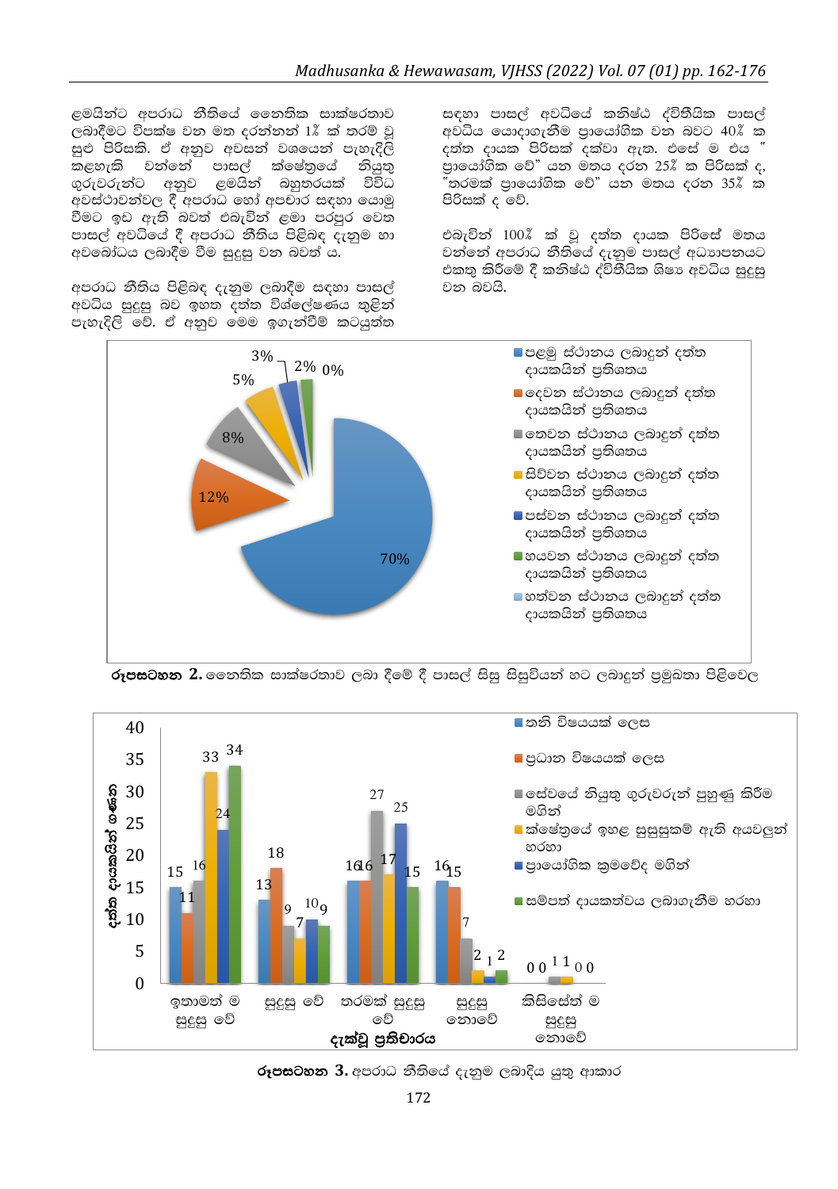ළමයින්ට අපරාධ නීතියේ නෛතික සාක්ෂරතාව ලබාදීමට විපක්ෂ වන මත දරන්නන් 1% ක් තරම් වූ සුළු පිරිසකි. ඒ අනුව අවසන් වශයෙන් පැහැදිලි කළහැකි වන්නේ පාසල් ක්ෂේත්‍රයේ නියුතු ගුරුවරුන්ට අනුව ළමයින් බහුතරයක් විවිධ අවස්ථාවන්වල දී අපරාධ හෝ අපචාර සඳහා යොමු වීමට ඉඩ ඇති බවත් එබැවින් ළමා පරපුර වෙත පාසල් අවධියේ දී අපරාධ නීතිය පිළිබඳ දැනුම හා අවබෝධය ලබාදීම වීම සුදුසු වන බවත් ය.

අපරාධ නීතිය පිළිබඳ දැනුම ලබාදීම සඳහා පාසල් අවධිය සුදුසු බව ඉහත දත්ත විශ්ලේෂණය තුළින් පැහැදිලි වේ. ඒ අනුව මෙම ඉගැන්වීම් කටයුත්ත සඳහා පාසල් අවධියේ කනිෂ්ඨ ද්විතීයික පාසල් අවධිය යොදාගැනීම ප්‍රායෝගික වන බවට 40% ක දත්ත දායක පිරිසක් දක්වා ඇත. එසේ ම එය " ප්‍රායෝගික වේ" යන මතය දරන 25% ක පිරිසක් ද, "තරමක් ප්‍රායෝගික වේ" යන මතය දරන 35% ක පිරිසක් ද වේ.

එබැවින් 100% ක් වූ දත්ත දායක පිරිසේ මතය වන්නේ අපරාධ නීතියේ දැනුම පාසල් අධ්‍යාපනයට එකතු කිරීමේ දී කනිෂ්ඨ ද්විතීයික ශිෂ්‍ය අවධිය සුදුසු වන බවයි.

**රූපසටහන 2.** නෛතික සාක්ෂරතාව ලබා දීමේ දී පාසල් සිසු සිසුවියන් හට ලබාදුන් ප්‍රමුඛතා පිළිවෙල

| ස්ථානය | ප්‍රතිශතය |
|---|---|
| පළමු ස්ථානය ලබාදුන් දත්ත දායකයින් ප්‍රතිශතය | 70% |
| දෙවන ස්ථානය ලබාදුන් දත්ත දායකයින් ප්‍රතිශතය | 12% |
| තෙවන ස්ථානය ලබාදුන් දත්ත දායකයින් ප්‍රතිශතය | 8% |
| සිව්වන ස්ථානය ලබාදුන් දත්ත දායකයින් ප්‍රතිශතය | 5% |
| පස්වන ස්ථානය ලබාදුන් දත්ත දායකයින් ප්‍රතිශතය | 3% |
| හයවන ස්ථානය ලබාදුන් දත්ත දායකයින් ප්‍රතිශතය | 2% |
| හත්වන ස්ථානය ලබාදුන් දත්ත දායකයින් ප්‍රතිශතය | 0% |

**රූපසටහන 3.** අපරාධ නීතියේ දැනුම ලබාදිය යුතු ආකාර

දත්ත දායකයින් ගණන / දැක්වූ ප්‍රතිචාරය

| දැක්වූ ප්‍රතිචාරය | තනි විෂයයක් ලෙස | ප්‍රධාන විෂයයක් ලෙස | සේවයේ නියුතු ගුරුවරුන් පුහුණු කිරීම මගින් | ක්ෂේත්‍රයේ ඉහළ සුසුසුකම් ඇති අයවලුන් හරහා | ප්‍රායෝගික ක්‍රමවේද මගින් | සම්පත් දායකත්වය ලබාගැනීම හරහා |
|---|---|---|---|---|---|---|
| ඉතාමත් ම සුදුසු වේ | 15 | 11 | 16 | 33 | 24 | 34 |
| සුදුසු වේ | 13 | 18 | 9 | 7 | 10 | 9 |
| තරමක් සුදුසු වේ | 16 | 16 | 27 | 17 | 25 | 15 |
| සුදුසු නොවේ | 16 | 15 | 7 | 2 | 1 | 2 |
| කිසිසේත් ම සුදුසු නොවේ | 0 | 0 | 1 | 1 | 0 | 0 |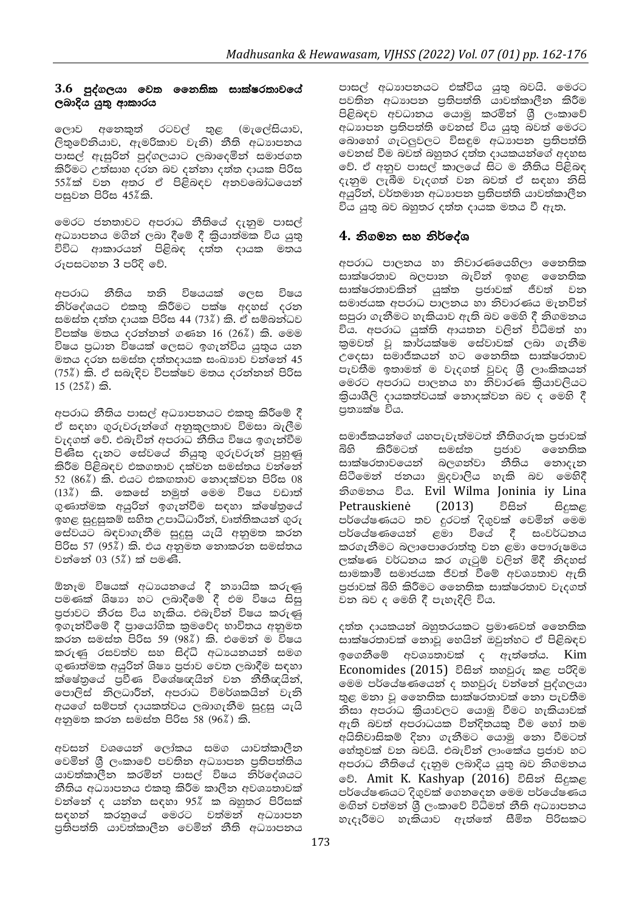### 3.6 පුද්ගලයා වෙත නෛතික සාක්ෂරතාවයේ ලබාදිය යුතු ආකාරය

ලොව අනෙකුත් රටවල් තුළ (මැලේසියාව, ලිතුවේනියාව, ඇමරිකාව වැනි) නීති අධ්‍යාපනය පාසල් ඇසුරින් පුද්ගලයාට ලබාදෙමින් සමාජගත කිරීමට උත්සාහ දරන බව දන්නා දත්ත දායක පිරිස 55%ක් වන අතර ඒ පිළිබඳව අනවබෝධයෙන් පසුවන පිරිස 45%කි.

මෙරට ජනතාවට අපරාධ නීතියේ දැනුම පාසල් අධ්‍යාපනය මගින් ලබා දීමේ දී ක්‍රියාත්මක විය යුතු විවිධ ආකාරයන් පිළිබඳ දත්ත දායක මතය රූපසටහන 3 පරිදි වේ.

අපරාධ නීතිය තනි විෂයයක් ලෙස විෂය නිර්දේශයට එකතු කිරීමට පක්ෂ අදහස් දරන සමස්ත දත්ත දායක පිරිස 44 (73%) කි. ඒ සම්බන්ධව විපක්ෂ මතය දරන්නන් ගණන 16 (26%) කි. මෙම විෂය ප්‍රධාන විෂයක් ලෙසට ඉගැන්විය යුතුය යන මතය දරන සමස්ත දත්තදායක සංඛ්‍යාව වන්නේ 45 (75%) කි. ඒ සබැඳිව විපක්ෂව මතය දරන්නන් පිරිස 15 (25%) කි.

අපරාධ නීතිය පාසල් අධ්‍යාපනයට එකතු කිරීමේ දී ඒ සඳහා ගුරුවරුන්ගේ අනුකූලතාව විමසා බැලීම වැදගත් වේ. එබැවින් අපරාධ නීතිය විෂය ඉගැන්වීම පිණිස දැනට සේවයේ නියුතු ගුරුවරුන් පුහුණු කිරීම පිළිබඳව එකඟතාව දක්වන සමස්තය වන්නේ 52 (86%) කි. එයට එකඟතාව නොදක්වන පිරිස 08 (13%) කි. කෙසේ නමුත් මෙම විෂය වඩාත් ගුණාත්මක අයුරින් ඉගැන්වීම සඳහා ක්ෂේත්‍රයේ ඉහළ සුදුසුකම් සහිත උපාධිධාරීන්, වෘත්තිකයන් ගුරු සේවයට බඳවාගැනීම සුදුසු යැයි අනුමත කරන පිරිස 57 (95%) කි. එය අනුමත නොකරන සමස්තය වන්නේ 03 (5%) ක් පමණි.

ඕනෑම විෂයක් අධ්‍යයනයේ දී න්‍යායික කරුණු පමණක් ශිෂ්‍ය හට ලබාදීමේ දී එම විෂය සිසු ප්‍රජාවට නීරස විය හැකිය. එබැවින් විෂය කරුණු ඉගැන්වීමේ දී ප්‍රායෝගික ක්‍රමවේද භාවිතය අනුමත කරන සමස්ත පිරිස 59 (98%) කි. එමෙන් ම විෂය කරුණු රසවත්ව සහ සිද්ධි අධ්‍යයනයන් සමග ගුණාත්මක අයුරින් ශිෂ්‍ය ප්‍රජාව වෙත ලබාදීම සඳහා ක්ෂේත්‍රයේ ප්‍රවීණ විශේෂඥයින් වන නීතිඥයින්, පොලිස් නිලධාරීන්, අපරාධ විමර්ශකයින් වැනි අයගේ සම්පත් දායකත්වය ලබාගැනීම සුදුසු යැයි අනුමත කරන සමස්ත පිරිස 58 (96%) කි.

අවසන් වශයෙන් ලෝකය සමග යාවත්කාලීන වෙමින් ශ්‍රී ලංකාවේ පවතින අධ්‍යාපන ප්‍රතිපත්තිය යාවත්කාලීන කරමින් පාසල් විෂය නිර්දේශයට නීතිය අධ්‍යාපනය එකතු කිරීම කාලීන අවශ්‍යතාවක් වන්නේ ද යන්න සඳහා 95% ක බහුතර පිරිසක් සඳහන් කරනුයේ මෙරට වත්මන් අධ්‍යාපන ප්‍රතිපත්ති යාවත්කාලීන වෙමින් නීති අධ්‍යාපනය පාසල් අධ්‍යාපනයට එක්විය යුතු බවයි. මෙරට පවතින අධ්‍යාපන ප්‍රතිපත්ති යාවත්කාලීන කිරීම පිළිබඳව අවධානය යොමු කරමින් ශ්‍රී ලංකාවේ අධ්‍යාපන ප්‍රතිපත්ති වෙනස් විය යුතු බවත් මෙරට බොහෝ ගැටලුවලට විසඳුම අධ්‍යාපන ප්‍රතිපත්ති වෙනස් වීම බවත් බහුතර දත්ත දායකයන්ගේ අදහස වේ. ඒ අනුව පාසල් කාලයේ සිට ම නීතිය පිළිබඳ දැනුම ලැබීම වැදගත් වන බවත් ඒ සඳහා නිසි අයුරින්, වර්තමාන අධ්‍යාපන ප්‍රතිපත්ති යාවත්කාලීන විය යුතු බව බහුතර දත්ත දායක මතය වී ඇත.

## 4. නිගමන සහ නිර්දේශ

අපරාධ පාලනය හා නිවාරණයෙහිලා නෛතික සාක්ෂරතාව බලපාන බැවින් ඉහළ නෛතික සාක්ෂරතාවකින් යුක්ත ප්‍රජාවක් ජීවත් වන සමාජයක අපරාධ පාලනය හා නිවාරණය මැනවින් සපුරා ගැනීමට හැකියාව ඇති බව මෙහි දී නිගමනය විය. අපරාධ යුක්ති ආයතන වලින් විධිමත් හා ක්‍රමවත් වූ කාර්යක්ෂම සේවාවක් ලබා ගැනීම උදෙසා සමාජිකයන් හට නෛතික සාක්ෂරතාව පැවතීම ඉතාමත් ම වැදගත් වුවද ශ්‍රී ලාංකිකයන් මෙරට අපරාධ පාලනය හා නිවාරණ ක්‍රියාවලියට ක්‍රියාශීලී දායකත්වයක් නොදක්වන බව ද මෙහි දී ප්‍රත්‍යක්ෂ විය.

සමාජිකයන්ගේ යහපැවැත්මටත් නීතිගරුක ප්‍රජාවක් බිහි කිරීමටත් සමස්ත ප්‍රජාව නෛතික සාක්ෂරතාවයෙන් බලගන්වා නීතිය නොදැන සිටීමෙන් ජනයා මුදවාලිය හැකි බව මෙහිදී නිගමනය විය. Evil Wilma Joninia iy Lina Petrauskienė (2013) විසින් සිදුකළ පර්යේෂණයට තව දුරටත් දිගුවක් වෙමින් මෙම පර්යේෂණයෙන් ළමා වියේ දී සංවර්ධනය කරගැනීමට බලාපොරොත්තු වන ළමා පෞරුෂමය ලක්ෂණ වර්ධනය කර ගැටුම් වලින් මිදී නිදහස් සාමකාමී සමාජයක ජීවත් වීමේ අවශ්‍යතාව ඇති ප්‍රජාවක් බිහි කිරීමට නෛතික සාක්ෂරතාව වැදගත් වන බව ද මෙහි දී පැහැදිලි විය.

දත්ත දායකයන් බහුතරයකට ප්‍රමාණවත් නෛතික සාක්ෂරතාවක් නොවූ හෙයින් ඔවුන්හට ඒ පිළිබඳව ඉගෙනීමේ අවශ්‍යතාවක් ද ඇත්තේය. Kim Economides (2015) විසින් තහවුරු කළ පරිදිම මෙම පර්යේෂණයෙන් ද තහවුරු වන්නේ පුද්ගලයා තුළ මනා වූ නෛතික සාක්ෂරතාවක් නො පැවතීම නිසා අපරාධ ක්‍රියාවලට යොමු වීමට හැකියාවක් ඇති බවත් අපරාධයක වින්දිතයකු වීම හෝ තම අයිතිවාසිකම් දිනා ගැනීමට යොමු නො වීමටත් හේතුවක් වන බවයි. එබැවින් ලාංකේය ප්‍රජාව හට අපරාධ නීතියේ දැනුම ලබාදිය යුතු බව නිගමනය වේ. Amit K. Kashyap (2016) විසින් සිදුකළ පර්යේෂණයට දිගුවක් ගෙනදෙන මෙම පර්යේෂණය මගින් වත්මන් ශ්‍රී ලංකාවේ විධිමත් නීති අධ්‍යාපනය හැදෑරීමට හැකියාව ඇත්තේ සීමිත පිරිසකට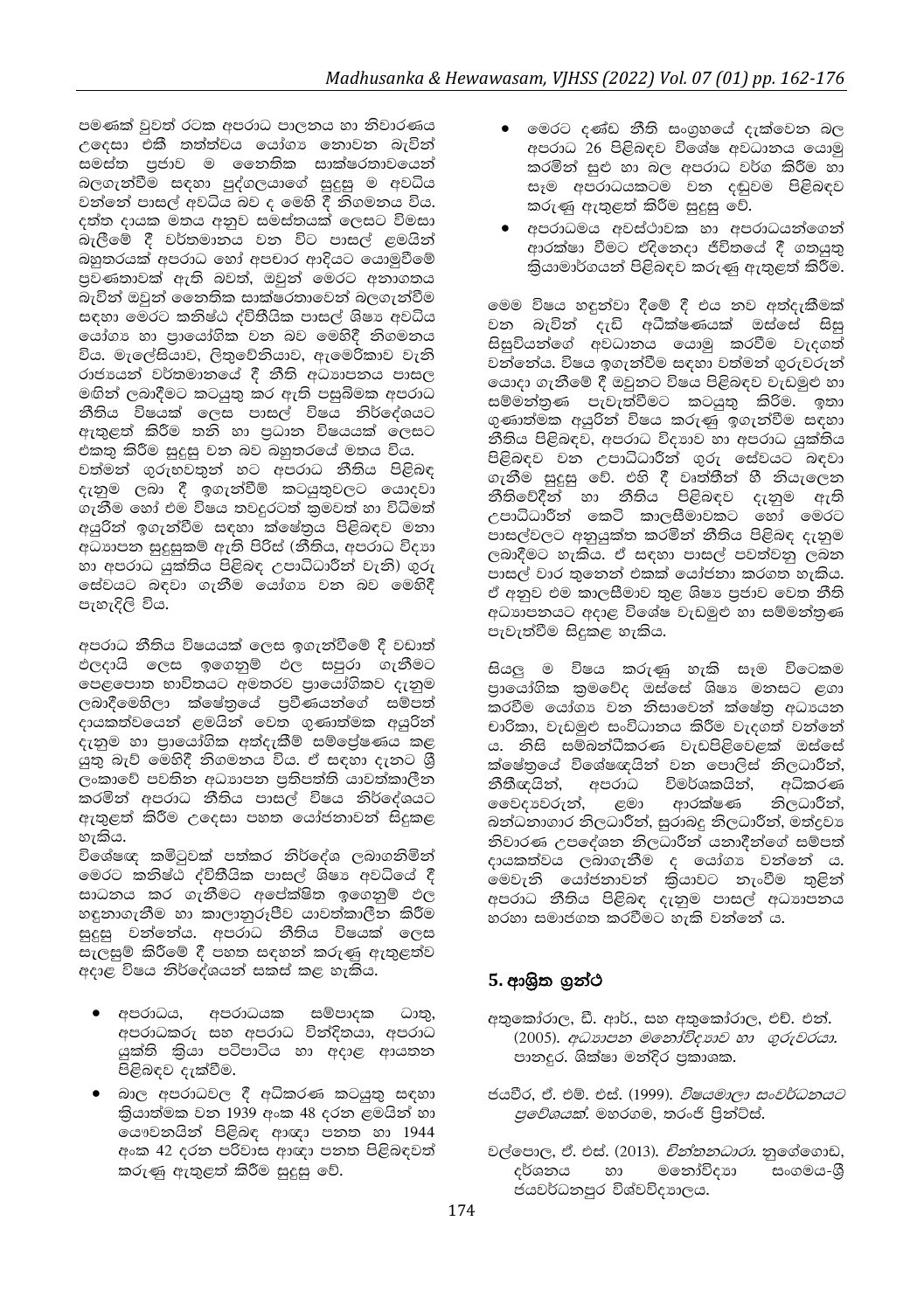පමණක් වුවත් රටක අපරාධ පාලනය හා නිවාරණය උදෙසා එකී තත්ත්වය යෝග්‍ය නොවන බැවින් සමස්ත ප්‍රජාව ම නෛතික සාක්ෂරතාවයෙන් බලගැන්වීම සඳහා පුද්ගලයාගේ සුදුසු ම අවධිය වන්නේ පාසල් අවධිය බව ද මෙහි දී නිගමනය විය. දත්ත දායක මතය අනුව සමස්තයක් ලෙසට විමසා බැලීමේ දී වර්තමානය වන විට පාසල් ළමයින් බහුතරයක් අපරාධ හෝ අපචාර ආදියට යොමුවීමේ ප්‍රවණතාවක් ඇති බවත්, ඔවුන් මෙරට අනාගතය බැවින් ඔවුන් නෛතික සාක්ෂරතාවෙන් බලගැන්වීම සඳහා මෙරට කනිෂ්ඨ ද්විතීයික පාසල් ශිෂ්‍ය අවධිය යෝග්‍ය හා ප්‍රායෝගික වන බව මෙහිදී නිගමනය විය. මැලේසියාව, ලිතුවේනියාව, ඇමෙරිකාව වැනි රාජ්‍යයන් වර්තමානයේ දී නීති අධ්‍යාපනය පාසල මඟින් ලබාදීමට කටයුතු කර ඇති පසුබිමක අපරාධ නීතිය විෂයක් ලෙස පාසල් විෂය නිර්දේශයට ඇතුළත් කිරීම තනි හා ප්‍රධාන විෂයයක් ලෙසට එකතු කිරීම සුදුසු වන බව බහුතරයේ මතය විය.

වත්මන් ගුරුභවතුන් හට අපරාධ නීතිය පිළිබඳ දැනුම ලබා දී ඉගැන්වීම් කටයුතුවලට යොදවා ගැනීම හෝ එම විෂය තවදුරටත් ක්‍රමවත් හා විධිමත් අයුරින් ඉගැන්වීම සඳහා ක්ෂේත්‍රය පිළිබඳව මනා අධ්‍යාපන සුදුසුකම් ඇති පිරිස් (නීතිය, අපරාධ විද්‍යාව හා අපරාධ යුක්තිය පිළිබඳ උපාධිධාරීන් වැනි) ගුරු සේවයට බඳවා ගැනීම යෝග්‍ය වන බව මෙහිදී පැහැදිලි විය.

අපරාධ නීතිය විෂයයක් ලෙස ඉගැන්වීමේ දී වඩාත් ඵලදායි ලෙස ඉගෙනුම් ඵල සපුරා ගැනීමට පෙළපොත භාවිතයට අමතරව ප්‍රායෝගිකව දැනුම ලබාදීමෙහිලා ක්ෂේත්‍රයේ ප්‍රවීණයන්ගේ සම්පත් දායකත්වයෙන් ළමයින් වෙත ගුණාත්මක අයුරින් දැනුම හා ප්‍රායෝගික අත්දැකීම් සම්ප්‍රේෂණය කළ යුතු බැව් මෙහිදී නිගමනය විය. ඒ සඳහා දැනට ශ්‍රී ලංකාවේ පවතින අධ්‍යාපන ප්‍රතිපත්ති යාවත්කාලීන කරමින් අපරාධ නීතිය පාසල් විෂය නිර්දේශයට ඇතුළත් කිරීම උදෙසා පහත යෝජනාවන් සිදුකළ හැකිය.

විශේෂඥ කමිටුවක් පත්කර නිර්දේශ ලබාගනිමින් මෙරට කනිෂ්ඨ ද්විතීයික පාසල් ශිෂ්‍ය අවධියේ දී සාධනය කර ගැනීමට අපේක්ෂිත ඉගෙනුම් ඵල හඳුනාගැනීම හා කාලානුරූපීව යාවත්කාලීන කිරීම සුදුසු වන්නේය. අපරාධ නීතිය විෂයක් ලෙස සැලසුම් කිරීමේ දී පහත සඳහන් කරුණු ඇතුළත්ව අදාළ විෂය නිර්දේශයන් සකස් කළ හැකිය.

- අපරාධය, අපරාධයක සම්පාදක ධාතු, අපරාධකරු සහ අපරාධ වින්දිතයා, අපරාධ යුක්ති ක්‍රියා පටිපාටිය හා අදාළ ආයතන පිළිබඳව දැක්වීම.
- බාල අපරාධවල දී අධිකරණ කටයුතු සඳහා ක්‍රියාත්මක වන 1939 අංක 48 දරන ළමයින් හා යෞවනයින් පිළිබඳ ආඥා පනත හා 1944 අංක 42 දරන පරිවාස ආඥා පනත පිළිබඳවත් කරුණු ඇතුළත් කිරීම සුදුසු වේ.
- මෙරට දණ්ඩ නීති සංග්‍රහයේ දැක්වෙන බල අපරාධ 26 පිළිබඳව විශේෂ අවධානය යොමු කරමින් සුළු හා බල අපරාධ වර්ග කිරීම හා සෑම අපරාධයකටම වන දඬුවම පිළිබඳව කරුණු ඇතුළත් කිරීම සුදුසු වේ.
- අපරාධමය අවස්ථාවක හා අපරාධයන්ගෙන් ආරක්ෂා වීමට එදිනෙදා ජීවිතයේ දී ගතයුතු ක්‍රියාමාර්ගයන් පිළිබඳව කරුණු ඇතුළත් කිරීම.

මෙම විෂය හඳුන්වා දීමේ දී එය නව අත්දැකීමක් වන බැවින් දැඩි අධීක්ෂණයක් ඔස්සේ සිසු සිසුවියන්ගේ අවධානය යොමු කරවීම වැදගත් වන්නේය. විෂය ඉගැන්වීම සඳහා වත්මන් ගුරුවරුන් යොදා ගැනීමේ දී ඔවුනට විෂය පිළිබඳව වැඩමුළු හා සම්මන්ත්‍රණ පැවැත්වීමට කටයුතු කිරීම. ඉතා ගුණාත්මක අයුරින් විෂය කරුණු ඉගැන්වීම සඳහා නීතිය පිළිබඳව, අපරාධ විද්‍යාව හා අපරාධ යුක්තිය පිළිබඳව වන උපාධිධාරීන් ගුරු සේවයට බඳවා ගැනීම සුදුසු වේ. එහි දී වෘත්තීන් හී නියැලෙන නීතිවේදීන් හා නීතිය පිළිබඳව දැනුම ඇති උපාධිධාරීන් කෙටි කාලසීමාවකට හෝ මෙරට පාසල්වලට අනුයුක්ත කරමින් නීතිය පිළිබඳ දැනුම ලබාදීමට හැකිය. ඒ සඳහා පාසල් පවත්වනු ලබන පාසල් වාර තුනෙන් එකක් යෝජනා කරගත හැකිය. ඒ අනුව එම කාලසීමාව තුළ ශිෂ්‍ය ප්‍රජාව වෙත නීති අධ්‍යාපනයට අදාළ විශේෂ වැඩමුළු හා සම්මන්ත්‍රණ පැවැත්වීම සිදුකළ හැකිය.

සියලු ම විෂය කරුණු හැකි සෑම විටෙකම ප්‍රායෝගික ක්‍රමවේද ඔස්සේ ශිෂ්‍ය මනසට ළඟා කරවීම යෝග්‍ය වන නිසාවෙන් ක්ෂේත්‍ර අධ්‍යයන චාරිකා, වැඩමුළු සංවිධානය කිරීම වැදගත් වන්නේ ය. නිසි සම්බන්ධීකරණ වැඩපිළිවෙළක් ඔස්සේ ක්ෂේත්‍රයේ විශේෂඥයින් වන පොලිස් නිලධාරීන්, නීතිඥයින්, අපරාධ විමර්ශකයින්, අධිකරණ වෛද්‍යවරුන්, ළමා ආරක්ෂණ නිලධාරීන්, බන්ධනාගාර නිලධාරීන්, සුරාබදු නිලධාරීන්, මත්ද්‍රව්‍ය නිවාරණ උපදේශන නිලධාරීන් යනාදීන්ගේ සම්පත් දායකත්වය ලබාගැනීම ද යෝග්‍ය වන්නේ ය. මෙවැනි යෝජනාවන් ක්‍රියාවට නැංවීම තුළින් අපරාධ නීතිය පිළිබඳ දැනුම පාසල් අධ්‍යාපනය හරහා සමාජගත කරවීමට හැකි වන්නේ ය.

## 5. ආශ්‍රිත ග්‍රන්ථ

අතුකෝරාල, ඩී. ආර්., සහ අතුකෝරාල, එච්. එන්. (2005). *අධ්‍යාපන මනෝවිද්‍යාව හා ගුරුවරයා.* පානදුර. ශික්ෂා මන්දිර ප්‍රකාශක.

ජයවීර, ජී. එම්. එස්. (1999). *විෂයමාලා සංවර්ධනයට ප්‍රවේශයක්.* මහරගම, තරංජි ප්‍රින්ටර්ස්.

වල්පොල, ඒ. එස්. (2013). *චින්තනධාරා.* නුගේගොඩ, දර්ශනය හා මනෝවිද්‍යා සංගමය-ශ්‍රී ජයවර්ධනපුර විශ්වවිද්‍යාලය.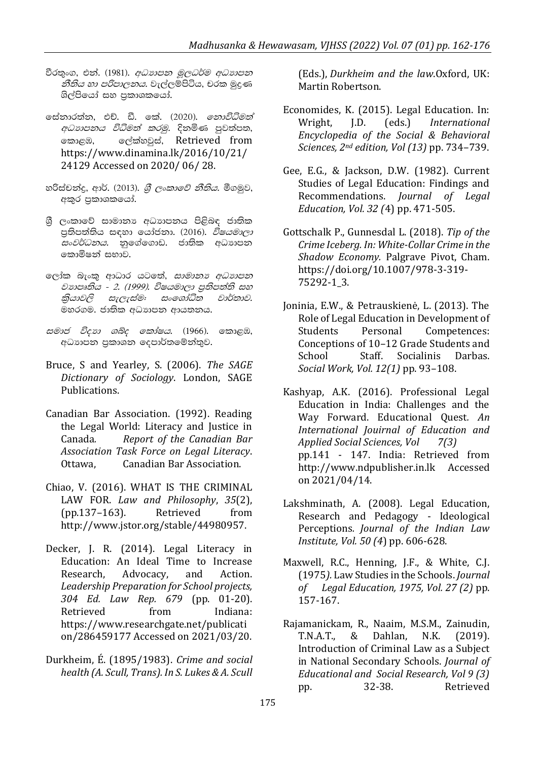වීරතුංග, එන්. (1981). *අධ්‍යාපන මූලධර්ම අධ්‍යාපන නීතිය හා පරිපාලනය*. වැල්ලම්පිටිය, චරක මුද්‍රණ ශිල්පියෝ සහ ප්‍රකාශකයෝ.

සේනාරත්න, එච්. ඩී. කේ. (2020). *නොවිධිමත් අධ්‍යාපනය විධිමත් කරමු*. දිනමිණ පුවත්පත, කොළඹ, ලේක්හවුස්, Retrieved from https://www.dinamina.lk/2016/10/21/ 24129 Accessed on 2020/ 06/ 28.

හරිස්චන්ද්‍ර, ආර්. (2013). *ශ්‍රී ලංකාවේ නීතිය*. මීගමුව, අකුර ප්‍රකාශකයෝ.

ශ්‍රී ලංකාවේ සාමාන්‍ය අධ්‍යාපනය පිළිබඳ ජාතික ප්‍රතිපත්තිය සඳහා යෝජනා. (2016). *විෂයමාලා සංවර්ධනය*. නුගේගොඩ. ජාතික අධ්‍යාපන කොමිෂන් සභාව.

ලෝක බැංකු ආධාර යටතේ, *සාමාන්‍ය අධ්‍යාපන ව්‍යාපෘතිය - 2. (1999). විෂයමාලා ප්‍රතිපත්ති සහ ක්‍රියාවලි සැලැස්මඃ සංශෝධිත වාර්තාව.* මහරගම. ජාතික අධ්‍යාපන ආයතනය.

*සමාජ විද්‍යා ශබ්ද කෝෂය*. (1966). කොළඹ, අධ්‍යාපන ප්‍රකාශන දෙපාර්තමේන්තුව.

Bruce, S and Yearley, S. (2006). *The SAGE Dictionary of Sociology*. London, SAGE Publications.

Canadian Bar Association. (1992). Reading the Legal World: Literacy and Justice in Canada. *Report of the Canadian Bar Association Task Force on Legal Literacy*. Ottawa, Canadian Bar Association.

Chiao, V. (2016). WHAT IS THE CRIMINAL LAW FOR. *Law and Philosophy*, *35*(2), (pp.137–163). Retrieved from http://www.jstor.org/stable/44980957.

Decker, J. R. (2014). Legal Literacy in Education: An Ideal Time to Increase Research, Advocacy, and Action. *Leadership Preparation for School projects, 304 Ed. Law Rep. 679* (pp. 01-20). Retrieved from Indiana: https://www.researchgate.net/publication/286459177 Accessed on 2021/03/20.

Durkheim, É. (1895/1983). *Crime and social health (A. Scull, Trans). In S. Lukes & A. Scull* (Eds.), *Durkheim and the law*.Oxford, UK: Martin Robertson.

Economides, K. (2015). Legal Education. In: Wright, J.D. (eds.) *International Encyclopedia of the Social & Behavioral Sciences, 2nd edition, Vol (13)* pp. 734–739.

Gee, E.G., & Jackson, D.W. (1982). Current Studies of Legal Education: Findings and Recommendations. *Journal of Legal Education, Vol. 32 (*4) pp. 471-505.

Gottschalk P., Gunnesdal L. (2018). *Tip of the Crime Iceberg. In: White-Collar Crime in the Shadow Economy.* Palgrave Pivot, Cham. https://doi.org/10.1007/978-3-319-75292-1_3.

Joninia, E.W., & Petrauskienė, L. (2013). The Role of Legal Education in Development of Students Personal Competences: Conceptions of 10–12 Grade Students and School Staff. Socialinis Darbas. *Social Work, Vol. 12(1)* pp. 93–108.

Kashyap, A.K. (2016). Professional Legal Education in India: Challenges and the Way Forward. Educational Quest*. An International Jouirnal of Education and Applied Social Sciences, Vol 7(3)* pp.141 - 147. India: Retrieved from http://www.ndpublisher.in.lk Accessed on 2021/04/14.

Lakshminath, A. (2008). Legal Education, Research and Pedagogy - Ideological Perceptions*. Journal of the Indian Law Institute, Vol. 50 (4*) pp. 606-628.

Maxwell, R.C., Henning, J.F., & White, C.J. (1975*).* Law Studies in the Schools. *Journal of Legal Education, 1975, Vol. 27 (2)* pp. 157-167.

Rajamanickam, R., Naaim, M.S.M., Zainudin, T.N.A.T., & Dahlan, N.K. (2019). Introduction of Criminal Law as a Subject in National Secondary Schools. *Journal of Educational and Social Research, Vol 9 (3)* pp. 32-38. Retrieved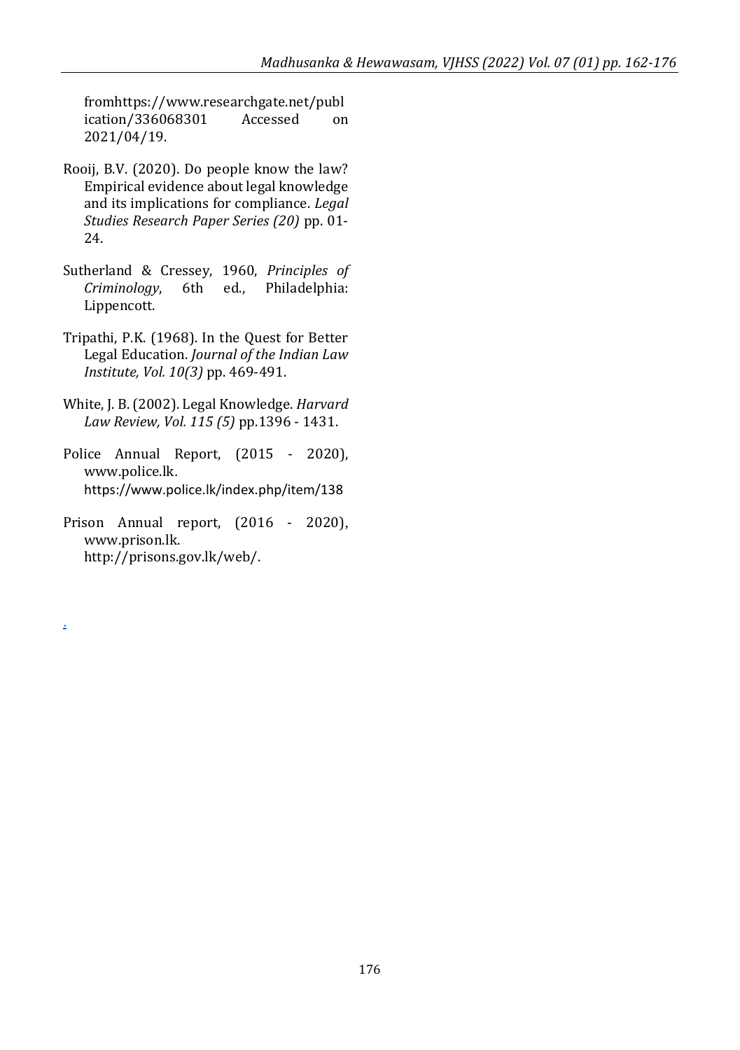fromhttps://www.researchgate.net/publication/336068301 Accessed on 2021/04/19.

Rooij, B.V. (2020). Do people know the law? Empirical evidence about legal knowledge and its implications for compliance. *Legal Studies Research Paper Series (20)* pp. 01-24.

Sutherland & Cressey, 1960, *Principles of Criminology*, 6th ed., Philadelphia: Lippencott.

Tripathi, P.K. (1968). In the Quest for Better Legal Education. *Journal of the Indian Law Institute, Vol. 10(3)* pp. 469-491.

White, J. B. (2002). Legal Knowledge. *Harvard Law Review, Vol. 115 (5)* pp.1396 - 1431.

Police Annual Report, (2015 - 2020), www.police.lk. https://www.police.lk/index.php/item/138

Prison Annual report, (2016 - 2020), www.prison.lk. http://prisons.gov.lk/web/.

.